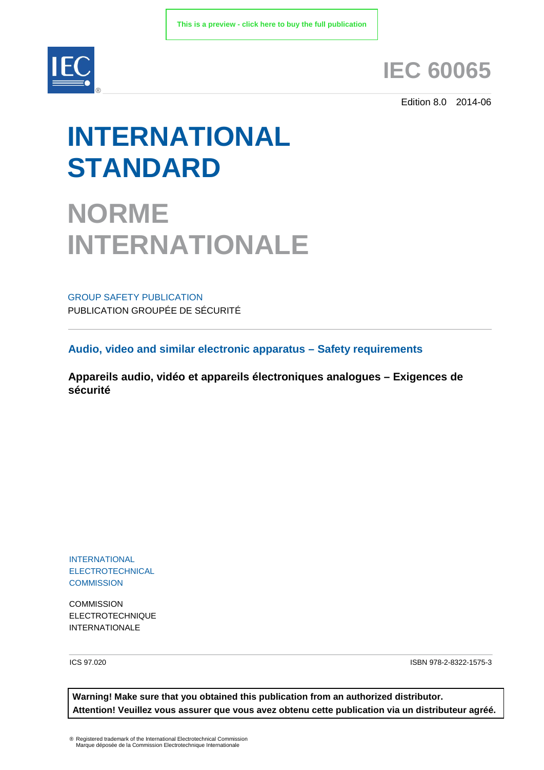This is a preview - click here to buy the full publication

# IEC 60065

Edition 8.0 2014-06

# INTERNATIONAL STANDARD

# NORME INTERNATIONALE

GROUP SAFETY PUBLICATION

PUBLICATION GROUPÉE DE SÉCURITÉ

## Audio, video and similar electronic apparatus – Safety requirements

## Appareils audio, vidéo et appareils électroniques analogues – Exigences de sécurité

INTERNATIONAL ELECTROTECHNICAL COMMISSION

COMMISSION ELECTROTECHNIQUE INTERNATIONALE

ICS 97.020

ISBN 978-2-8322-1575-3

**Warning! Make sure that you obtained this publication from an authorized distributor.**
**Attention! Veuillez vous assurer que vous avez obtenu cette publication via un distributeur agréé.**

® Registered trademark of the International Electrotechnical Commission
Marque déposée de la Commission Electrotechnique Internationale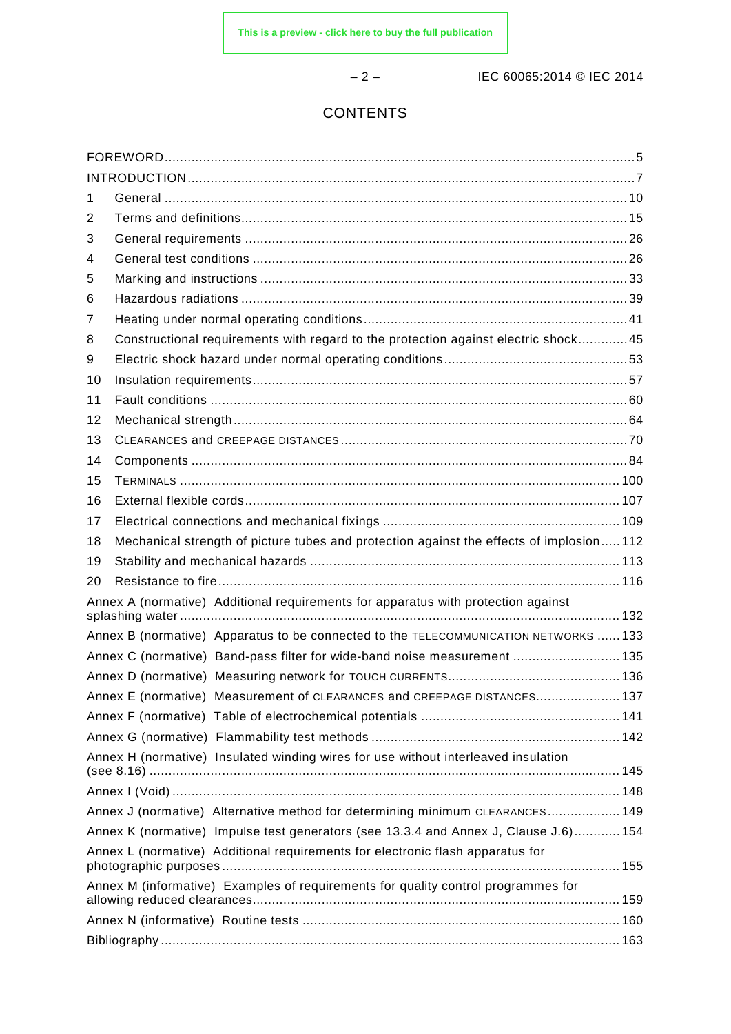# CONTENTS

FOREWORD ... 5
INTRODUCTION ... 7
1 General ... 10
2 Terms and definitions ... 15
3 General requirements ... 26
4 General test conditions ... 26
5 Marking and instructions ... 33
6 Hazardous radiations ... 39
7 Heating under normal operating conditions ... 41
8 Constructional requirements with regard to the protection against electric shock ... 45
9 Electric shock hazard under normal operating conditions ... 53
10 Insulation requirements ... 57
11 Fault conditions ... 60
12 Mechanical strength ... 64
13 CLEARANCES and CREEPAGE DISTANCES ... 70
14 Components ... 84
15 TERMINALS ... 100
16 External flexible cords ... 107
17 Electrical connections and mechanical fixings ... 109
18 Mechanical strength of picture tubes and protection against the effects of implosion ... 112
19 Stability and mechanical hazards ... 113
20 Resistance to fire ... 116
Annex A (normative) Additional requirements for apparatus with protection against splashing water ... 132
Annex B (normative) Apparatus to be connected to the TELECOMMUNICATION NETWORKS ... 133
Annex C (normative) Band-pass filter for wide-band noise measurement ... 135
Annex D (normative) Measuring network for TOUCH CURRENTS ... 136
Annex E (normative) Measurement of CLEARANCES and CREEPAGE DISTANCES ... 137
Annex F (normative) Table of electrochemical potentials ... 141
Annex G (normative) Flammability test methods ... 142
Annex H (normative) Insulated winding wires for use without interleaved insulation (see 8.16) ... 145
Annex I (Void) ... 148
Annex J (normative) Alternative method for determining minimum CLEARANCES ... 149
Annex K (normative) Impulse test generators (see 13.3.4 and Annex J, Clause J.6) ... 154
Annex L (normative) Additional requirements for electronic flash apparatus for photographic purposes ... 155
Annex M (informative) Examples of requirements for quality control programmes for allowing reduced clearances ... 159
Annex N (informative) Routine tests ... 160
Bibliography ... 163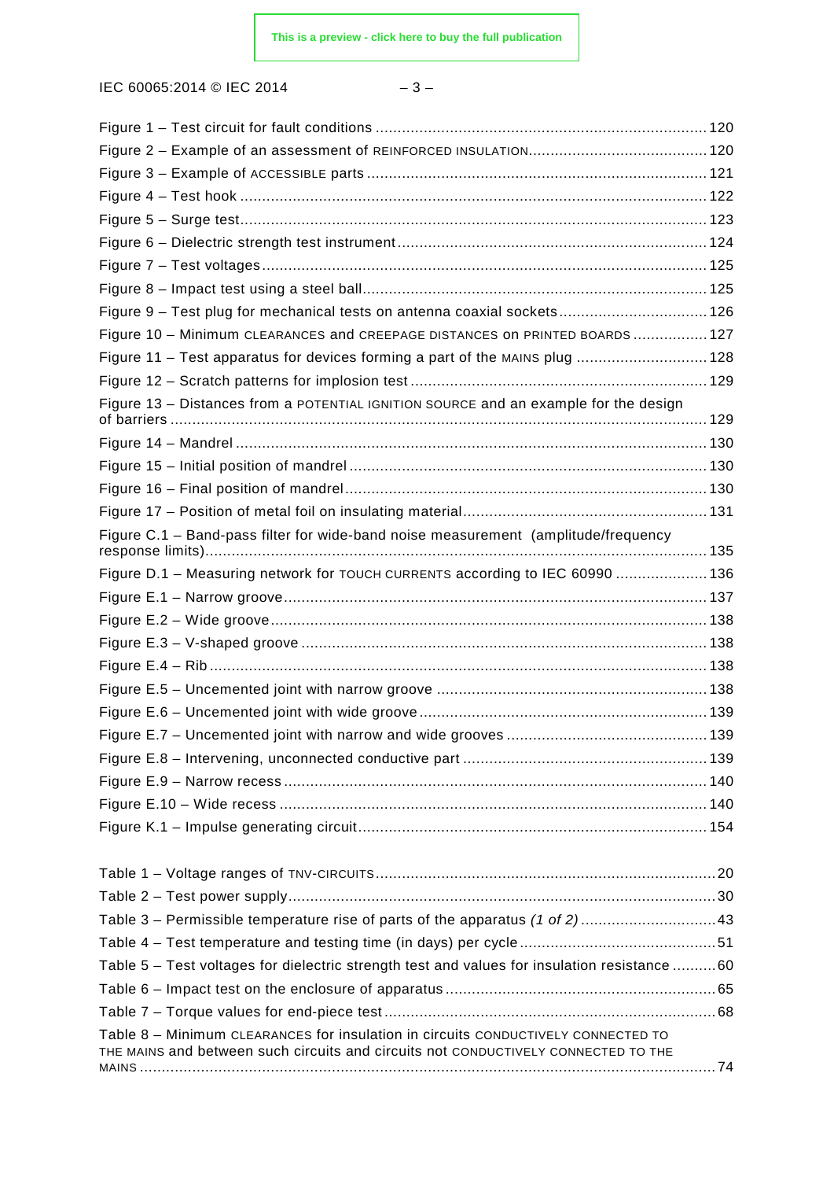Figure 1 – Test circuit for fault conditions ........................................................................... 120
Figure 2 – Example of an assessment of REINFORCED INSULATION........................................ 120
Figure 3 – Example of ACCESSIBLE parts ............................................................................. 121
Figure 4 – Test hook .......................................................................................................... 122
Figure 5 – Surge test.......................................................................................................... 123
Figure 6 – Dielectric strength test instrument ...................................................................... 124
Figure 7 – Test voltages ..................................................................................................... 125
Figure 8 – Impact test using a steel ball .............................................................................. 125
Figure 9 – Test plug for mechanical tests on antenna coaxial sockets .................................. 126
Figure 10 – Minimum CLEARANCES and CREEPAGE DISTANCES on PRINTED BOARDS ................. 127
Figure 11 – Test apparatus for devices forming a part of the MAINS plug .............................. 128
Figure 12 – Scratch patterns for implosion test .................................................................... 129
Figure 13 – Distances from a POTENTIAL IGNITION SOURCE and an example for the design of barriers ........................................................................................................................... 129
Figure 14 – Mandrel ........................................................................................................... 130
Figure 15 – Initial position of mandrel .................................................................................. 130
Figure 16 – Final position of mandrel ................................................................................... 130
Figure 17 – Position of metal foil on insulating material ........................................................ 131
Figure C.1 – Band-pass filter for wide-band noise measurement (amplitude/frequency response limits)................................................................................................................. 135
Figure D.1 – Measuring network for TOUCH CURRENTS according to IEC 60990 ..................... 136
Figure E.1 – Narrow groove ................................................................................................ 137
Figure E.2 – Wide groove ................................................................................................... 138
Figure E.3 – V-shaped groove ............................................................................................ 138
Figure E.4 – Rib ................................................................................................................ 138
Figure E.5 – Uncemented joint with narrow groove ............................................................. 138
Figure E.6 – Uncemented joint with wide groove ................................................................. 139
Figure E.7 – Uncemented joint with narrow and wide grooves ............................................. 139
Figure E.8 – Intervening, unconnected conductive part ........................................................ 139
Figure E.9 – Narrow recess ................................................................................................ 140
Figure E.10 – Wide recess ................................................................................................. 140
Figure K.1 – Impulse generating circuit ............................................................................... 154

Table 1 – Voltage ranges of TNV-CIRCUITS ............................................................................. 20
Table 2 – Test power supply ................................................................................................. 30
Table 3 – Permissible temperature rise of parts of the apparatus *(1 of 2)* ............................... 43
Table 4 – Test temperature and testing time (in days) per cycle ............................................ 51
Table 5 – Test voltages for dielectric strength test and values for insulation resistance .......... 60
Table 6 – Impact test on the enclosure of apparatus ............................................................. 65
Table 7 – Torque values for end-piece test ........................................................................... 68
Table 8 – Minimum CLEARANCES for insulation in circuits CONDUCTIVELY CONNECTED TO THE MAINS and between such circuits and circuits not CONDUCTIVELY CONNECTED TO THE MAINS .................................................................................................................................. 74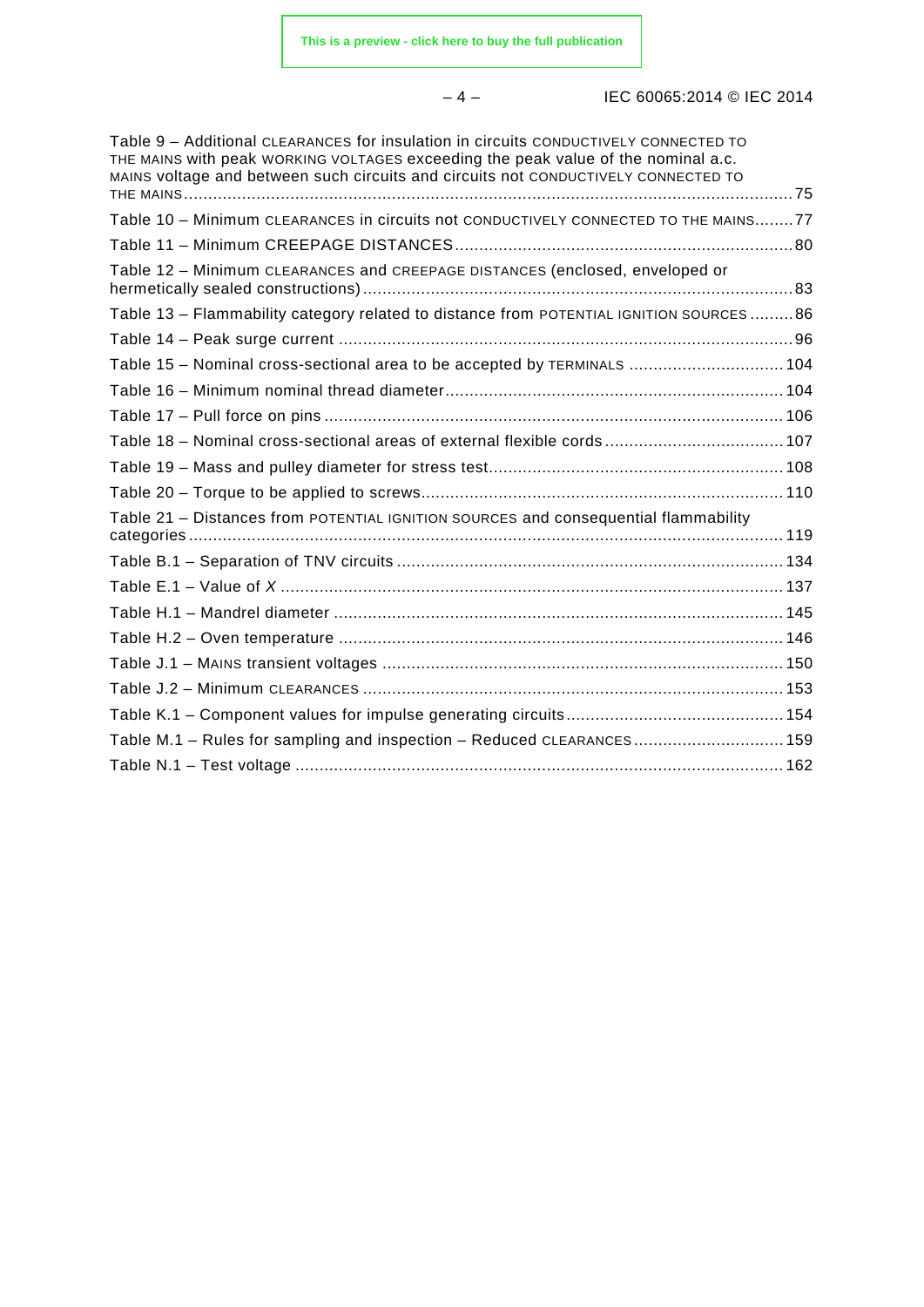Table 9 – Additional CLEARANCES for insulation in circuits CONDUCTIVELY CONNECTED TO THE MAINS with peak WORKING VOLTAGES exceeding the peak value of the nominal a.c. MAINS voltage and between such circuits and circuits not CONDUCTIVELY CONNECTED TO THE MAINS ........ 75

Table 10 – Minimum CLEARANCES in circuits not CONDUCTIVELY CONNECTED TO THE MAINS ........ 77

Table 11 – Minimum CREEPAGE DISTANCES ........ 80

Table 12 – Minimum CLEARANCES and CREEPAGE DISTANCES (enclosed, enveloped or hermetically sealed constructions) ........ 83

Table 13 – Flammability category related to distance from POTENTIAL IGNITION SOURCES ........ 86

Table 14 – Peak surge current ........ 96

Table 15 – Nominal cross-sectional area to be accepted by TERMINALS ........ 104

Table 16 – Minimum nominal thread diameter ........ 104

Table 17 – Pull force on pins ........ 106

Table 18 – Nominal cross-sectional areas of external flexible cords ........ 107

Table 19 – Mass and pulley diameter for stress test ........ 108

Table 20 – Torque to be applied to screws ........ 110

Table 21 – Distances from POTENTIAL IGNITION SOURCES and consequential flammability categories ........ 119

Table B.1 – Separation of TNV circuits ........ 134

Table E.1 – Value of *X* ........ 137

Table H.1 – Mandrel diameter ........ 145

Table H.2 – Oven temperature ........ 146

Table J.1 – MAINS transient voltages ........ 150

Table J.2 – Minimum CLEARANCES ........ 153

Table K.1 – Component values for impulse generating circuits ........ 154

Table M.1 – Rules for sampling and inspection – Reduced CLEARANCES ........ 159

Table N.1 – Test voltage ........ 162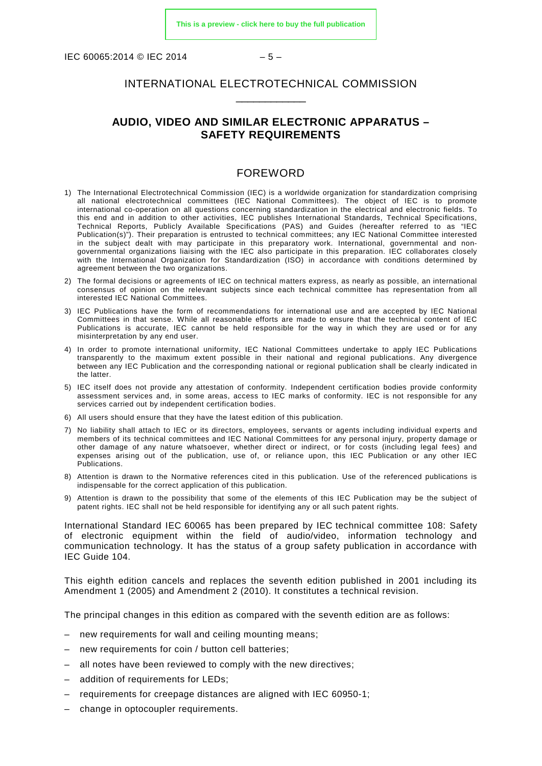INTERNATIONAL ELECTROTECHNICAL COMMISSION

\_\_\_\_\_\_\_\_\_\_\_\_

# AUDIO, VIDEO AND SIMILAR ELECTRONIC APPARATUS – SAFETY REQUIREMENTS

## FOREWORD

1) The International Electrotechnical Commission (IEC) is a worldwide organization for standardization comprising all national electrotechnical committees (IEC National Committees). The object of IEC is to promote international co-operation on all questions concerning standardization in the electrical and electronic fields. To this end and in addition to other activities, IEC publishes International Standards, Technical Specifications, Technical Reports, Publicly Available Specifications (PAS) and Guides (hereafter referred to as "IEC Publication(s)"). Their preparation is entrusted to technical committees; any IEC National Committee interested in the subject dealt with may participate in this preparatory work. International, governmental and non-governmental organizations liaising with the IEC also participate in this preparation. IEC collaborates closely with the International Organization for Standardization (ISO) in accordance with conditions determined by agreement between the two organizations.
2) The formal decisions or agreements of IEC on technical matters express, as nearly as possible, an international consensus of opinion on the relevant subjects since each technical committee has representation from all interested IEC National Committees.
3) IEC Publications have the form of recommendations for international use and are accepted by IEC National Committees in that sense. While all reasonable efforts are made to ensure that the technical content of IEC Publications is accurate, IEC cannot be held responsible for the way in which they are used or for any misinterpretation by any end user.
4) In order to promote international uniformity, IEC National Committees undertake to apply IEC Publications transparently to the maximum extent possible in their national and regional publications. Any divergence between any IEC Publication and the corresponding national or regional publication shall be clearly indicated in the latter.
5) IEC itself does not provide any attestation of conformity. Independent certification bodies provide conformity assessment services and, in some areas, access to IEC marks of conformity. IEC is not responsible for any services carried out by independent certification bodies.
6) All users should ensure that they have the latest edition of this publication.
7) No liability shall attach to IEC or its directors, employees, servants or agents including individual experts and members of its technical committees and IEC National Committees for any personal injury, property damage or other damage of any nature whatsoever, whether direct or indirect, or for costs (including legal fees) and expenses arising out of the publication, use of, or reliance upon, this IEC Publication or any other IEC Publications.
8) Attention is drawn to the Normative references cited in this publication. Use of the referenced publications is indispensable for the correct application of this publication.
9) Attention is drawn to the possibility that some of the elements of this IEC Publication may be the subject of patent rights. IEC shall not be held responsible for identifying any or all such patent rights.

International Standard IEC 60065 has been prepared by IEC technical committee 108: Safety of electronic equipment within the field of audio/video, information technology and communication technology. It has the status of a group safety publication in accordance with IEC Guide 104.

This eighth edition cancels and replaces the seventh edition published in 2001 including its Amendment 1 (2005) and Amendment 2 (2010). It constitutes a technical revision.

The principal changes in this edition as compared with the seventh edition are as follows:

– new requirements for wall and ceiling mounting means;

– new requirements for coin / button cell batteries;

– all notes have been reviewed to comply with the new directives;

– addition of requirements for LEDs;

– requirements for creepage distances are aligned with IEC 60950-1;

– change in optocoupler requirements.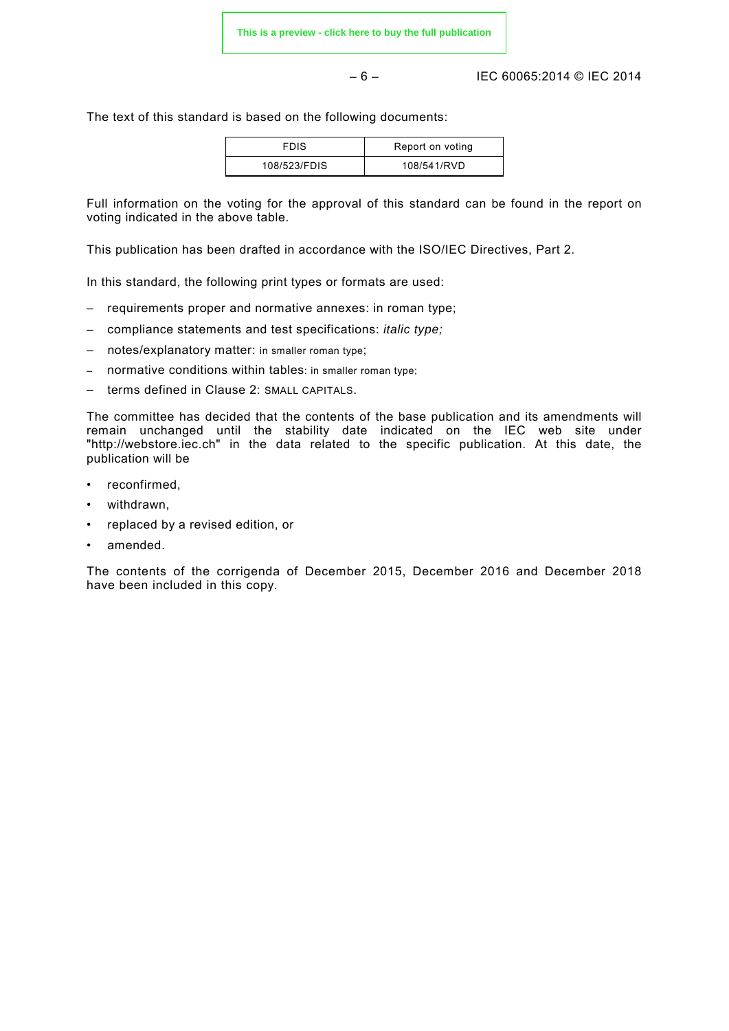The text of this standard is based on the following documents:

| FDIS | Report on voting |
| --- | --- |
| 108/523/FDIS | 108/541/RVD |

Full information on the voting for the approval of this standard can be found in the report on voting indicated in the above table.

This publication has been drafted in accordance with the ISO/IEC Directives, Part 2.

In this standard, the following print types or formats are used:

– requirements proper and normative annexes: in roman type;
– compliance statements and test specifications: *italic type;*
– notes/explanatory matter: in smaller roman type;
– normative conditions within tables: in smaller roman type;
– terms defined in Clause 2: SMALL CAPITALS.

The committee has decided that the contents of the base publication and its amendments will remain unchanged until the stability date indicated on the IEC web site under "http://webstore.iec.ch" in the data related to the specific publication. At this date, the publication will be

- reconfirmed,
- withdrawn,
- replaced by a revised edition, or
- amended.

The contents of the corrigenda of December 2015, December 2016 and December 2018 have been included in this copy.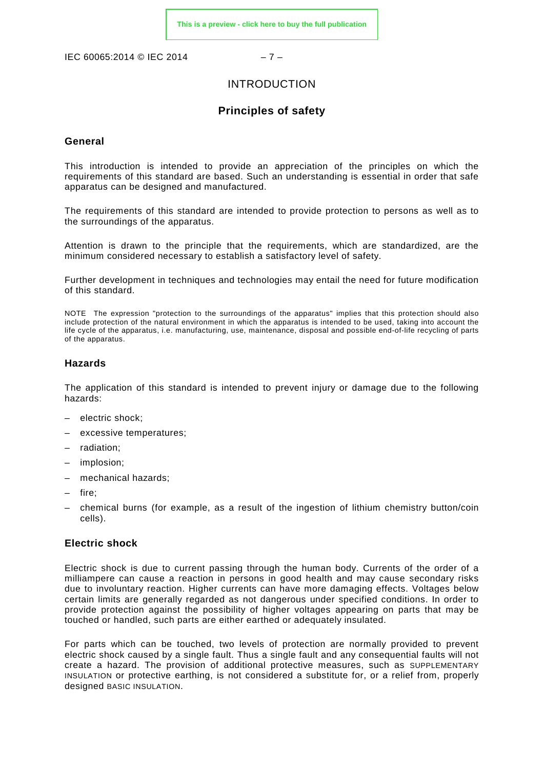# INTRODUCTION

## Principles of safety

### General

This introduction is intended to provide an appreciation of the principles on which the requirements of this standard are based. Such an understanding is essential in order that safe apparatus can be designed and manufactured.

The requirements of this standard are intended to provide protection to persons as well as to the surroundings of the apparatus.

Attention is drawn to the principle that the requirements, which are standardized, are the minimum considered necessary to establish a satisfactory level of safety.

Further development in techniques and technologies may entail the need for future modification of this standard.

NOTE The expression "protection to the surroundings of the apparatus" implies that this protection should also include protection of the natural environment in which the apparatus is intended to be used, taking into account the life cycle of the apparatus, i.e. manufacturing, use, maintenance, disposal and possible end-of-life recycling of parts of the apparatus.

### Hazards

The application of this standard is intended to prevent injury or damage due to the following hazards:

- electric shock;
- excessive temperatures;
- radiation;
- implosion;
- mechanical hazards;
- fire;
- chemical burns (for example, as a result of the ingestion of lithium chemistry button/coin cells).

### Electric shock

Electric shock is due to current passing through the human body. Currents of the order of a milliampere can cause a reaction in persons in good health and may cause secondary risks due to involuntary reaction. Higher currents can have more damaging effects. Voltages below certain limits are generally regarded as not dangerous under specified conditions. In order to provide protection against the possibility of higher voltages appearing on parts that may be touched or handled, such parts are either earthed or adequately insulated.

For parts which can be touched, two levels of protection are normally provided to prevent electric shock caused by a single fault. Thus a single fault and any consequential faults will not create a hazard. The provision of additional protective measures, such as SUPPLEMENTARY INSULATION or protective earthing, is not considered a substitute for, or a relief from, properly designed BASIC INSULATION.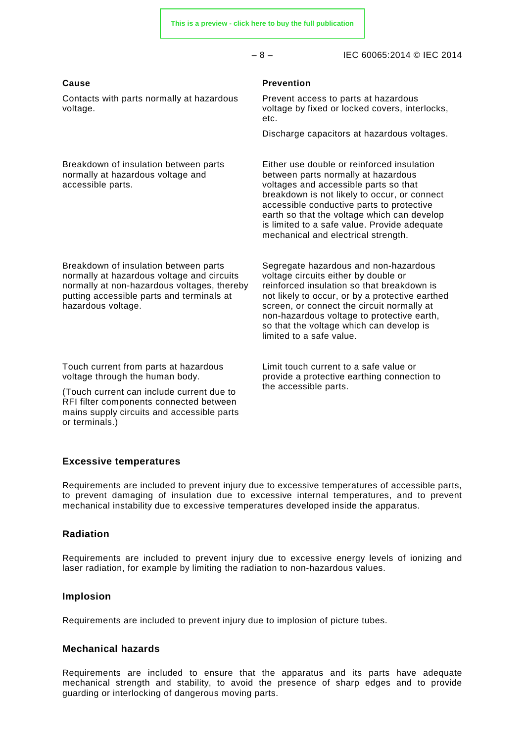| Cause | Prevention |
| --- | --- |
| Contacts with parts normally at hazardous voltage. | Prevent access to parts at hazardous voltage by fixed or locked covers, interlocks, etc.<br><br>Discharge capacitors at hazardous voltages. |
| Breakdown of insulation between parts normally at hazardous voltage and accessible parts. | Either use double or reinforced insulation between parts normally at hazardous voltages and accessible parts so that breakdown is not likely to occur, or connect accessible conductive parts to protective earth so that the voltage which can develop is limited to a safe value. Provide adequate mechanical and electrical strength. |
| Breakdown of insulation between parts normally at hazardous voltage and circuits normally at non-hazardous voltages, thereby putting accessible parts and terminals at hazardous voltage. | Segregate hazardous and non-hazardous voltage circuits either by double or reinforced insulation so that breakdown is not likely to occur, or by a protective earthed screen, or connect the circuit normally at non-hazardous voltage to protective earth, so that the voltage which can develop is limited to a safe value. |
| Touch current from parts at hazardous voltage through the human body.<br><br>(Touch current can include current due to RFI filter components connected between mains supply circuits and accessible parts or terminals.) | Limit touch current to a safe value or provide a protective earthing connection to the accessible parts. |

**Excessive temperatures**

Requirements are included to prevent injury due to excessive temperatures of accessible parts, to prevent damaging of insulation due to excessive internal temperatures, and to prevent mechanical instability due to excessive temperatures developed inside the apparatus.

**Radiation**

Requirements are included to prevent injury due to excessive energy levels of ionizing and laser radiation, for example by limiting the radiation to non-hazardous values.

**Implosion**

Requirements are included to prevent injury due to implosion of picture tubes.

**Mechanical hazards**

Requirements are included to ensure that the apparatus and its parts have adequate mechanical strength and stability, to avoid the presence of sharp edges and to provide guarding or interlocking of dangerous moving parts.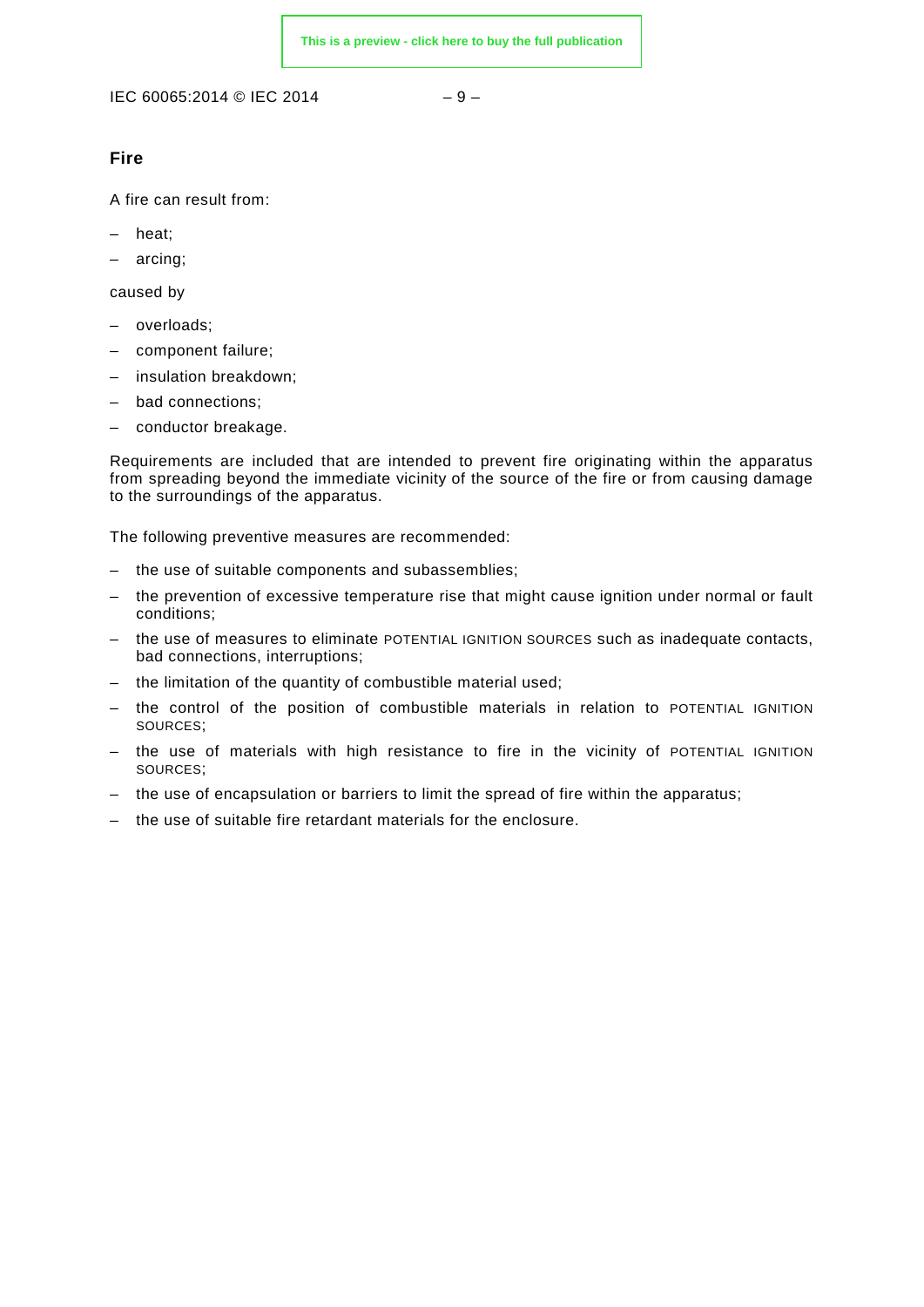## Fire

A fire can result from:

- heat;
- arcing;

caused by

- overloads;
- component failure;
- insulation breakdown;
- bad connections;
- conductor breakage.

Requirements are included that are intended to prevent fire originating within the apparatus from spreading beyond the immediate vicinity of the source of the fire or from causing damage to the surroundings of the apparatus.

The following preventive measures are recommended:

- the use of suitable components and subassemblies;
- the prevention of excessive temperature rise that might cause ignition under normal or fault conditions;
- the use of measures to eliminate POTENTIAL IGNITION SOURCES such as inadequate contacts, bad connections, interruptions;
- the limitation of the quantity of combustible material used;
- the control of the position of combustible materials in relation to POTENTIAL IGNITION SOURCES;
- the use of materials with high resistance to fire in the vicinity of POTENTIAL IGNITION SOURCES;
- the use of encapsulation or barriers to limit the spread of fire within the apparatus;
- the use of suitable fire retardant materials for the enclosure.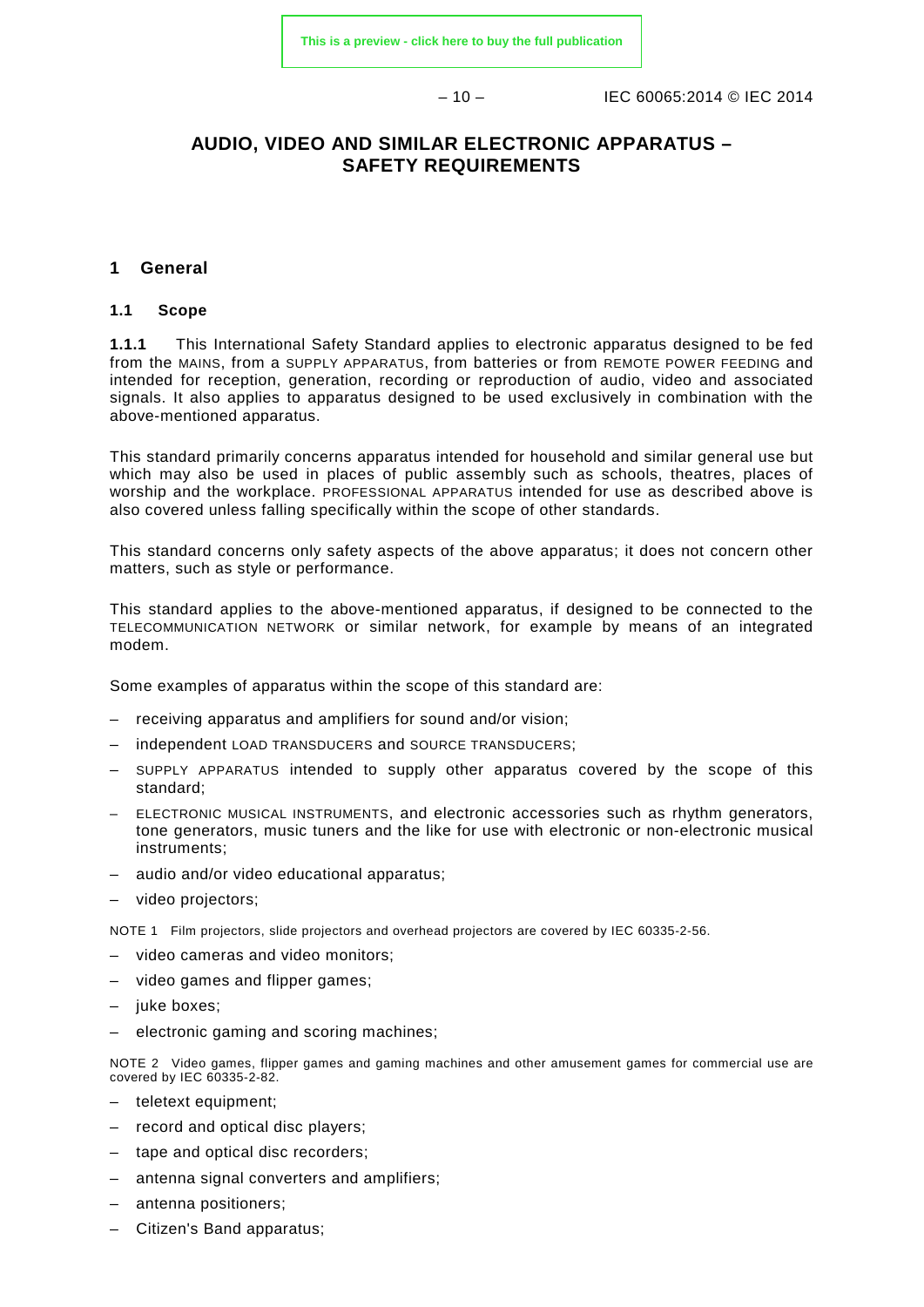# AUDIO, VIDEO AND SIMILAR ELECTRONIC APPARATUS – SAFETY REQUIREMENTS

## 1 General

### 1.1 Scope

**1.1.1** This International Safety Standard applies to electronic apparatus designed to be fed from the MAINS, from a SUPPLY APPARATUS, from batteries or from REMOTE POWER FEEDING and intended for reception, generation, recording or reproduction of audio, video and associated signals. It also applies to apparatus designed to be used exclusively in combination with the above-mentioned apparatus.

This standard primarily concerns apparatus intended for household and similar general use but which may also be used in places of public assembly such as schools, theatres, places of worship and the workplace. PROFESSIONAL APPARATUS intended for use as described above is also covered unless falling specifically within the scope of other standards.

This standard concerns only safety aspects of the above apparatus; it does not concern other matters, such as style or performance.

This standard applies to the above-mentioned apparatus, if designed to be connected to the TELECOMMUNICATION NETWORK or similar network, for example by means of an integrated modem.

Some examples of apparatus within the scope of this standard are:

- receiving apparatus and amplifiers for sound and/or vision;
- independent LOAD TRANSDUCERS and SOURCE TRANSDUCERS;
- SUPPLY APPARATUS intended to supply other apparatus covered by the scope of this standard;
- ELECTRONIC MUSICAL INSTRUMENTS, and electronic accessories such as rhythm generators, tone generators, music tuners and the like for use with electronic or non-electronic musical instruments;
- audio and/or video educational apparatus;
- video projectors;

NOTE 1 Film projectors, slide projectors and overhead projectors are covered by IEC 60335-2-56.

- video cameras and video monitors;
- video games and flipper games;
- juke boxes;
- electronic gaming and scoring machines;

NOTE 2 Video games, flipper games and gaming machines and other amusement games for commercial use are covered by IEC 60335-2-82.

- teletext equipment;
- record and optical disc players;
- tape and optical disc recorders;
- antenna signal converters and amplifiers;
- antenna positioners;
- Citizen's Band apparatus;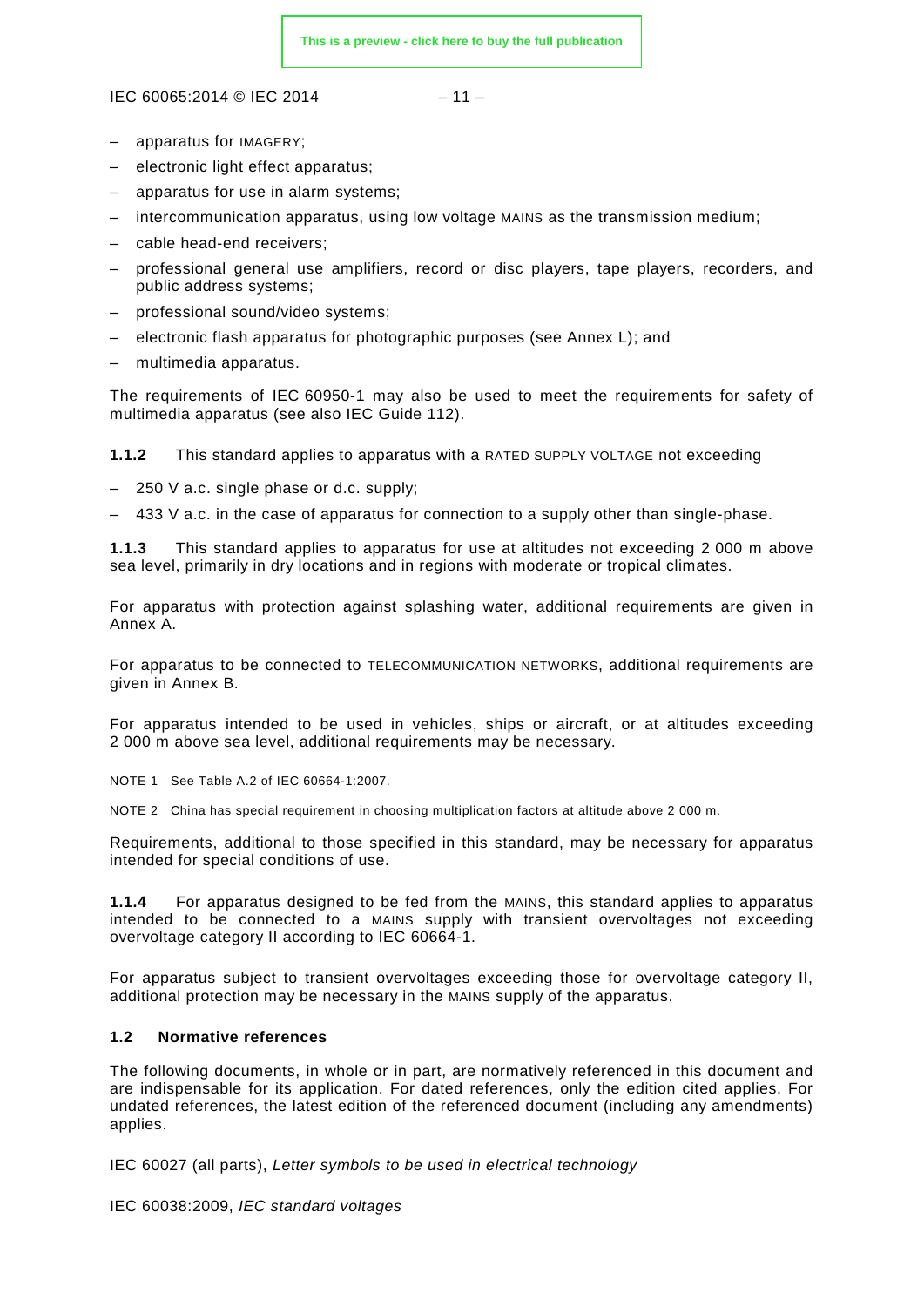- apparatus for IMAGERY;
- electronic light effect apparatus;
- apparatus for use in alarm systems;
- intercommunication apparatus, using low voltage MAINS as the transmission medium;
- cable head-end receivers;
- professional general use amplifiers, record or disc players, tape players, recorders, and public address systems;
- professional sound/video systems;
- electronic flash apparatus for photographic purposes (see Annex L); and
- multimedia apparatus.

The requirements of IEC 60950-1 may also be used to meet the requirements for safety of multimedia apparatus (see also IEC Guide 112).

**1.1.2** This standard applies to apparatus with a RATED SUPPLY VOLTAGE not exceeding

- 250 V a.c. single phase or d.c. supply;
- 433 V a.c. in the case of apparatus for connection to a supply other than single-phase.

**1.1.3** This standard applies to apparatus for use at altitudes not exceeding 2 000 m above sea level, primarily in dry locations and in regions with moderate or tropical climates.

For apparatus with protection against splashing water, additional requirements are given in Annex A.

For apparatus to be connected to TELECOMMUNICATION NETWORKS, additional requirements are given in Annex B.

For apparatus intended to be used in vehicles, ships or aircraft, or at altitudes exceeding 2 000 m above sea level, additional requirements may be necessary.

NOTE 1 See Table A.2 of IEC 60664-1:2007.

NOTE 2 China has special requirement in choosing multiplication factors at altitude above 2 000 m.

Requirements, additional to those specified in this standard, may be necessary for apparatus intended for special conditions of use.

**1.1.4** For apparatus designed to be fed from the MAINS, this standard applies to apparatus intended to be connected to a MAINS supply with transient overvoltages not exceeding overvoltage category II according to IEC 60664-1.

For apparatus subject to transient overvoltages exceeding those for overvoltage category II, additional protection may be necessary in the MAINS supply of the apparatus.

### 1.2 Normative references

The following documents, in whole or in part, are normatively referenced in this document and are indispensable for its application. For dated references, only the edition cited applies. For undated references, the latest edition of the referenced document (including any amendments) applies.

IEC 60027 (all parts), *Letter symbols to be used in electrical technology*

IEC 60038:2009, *IEC standard voltages*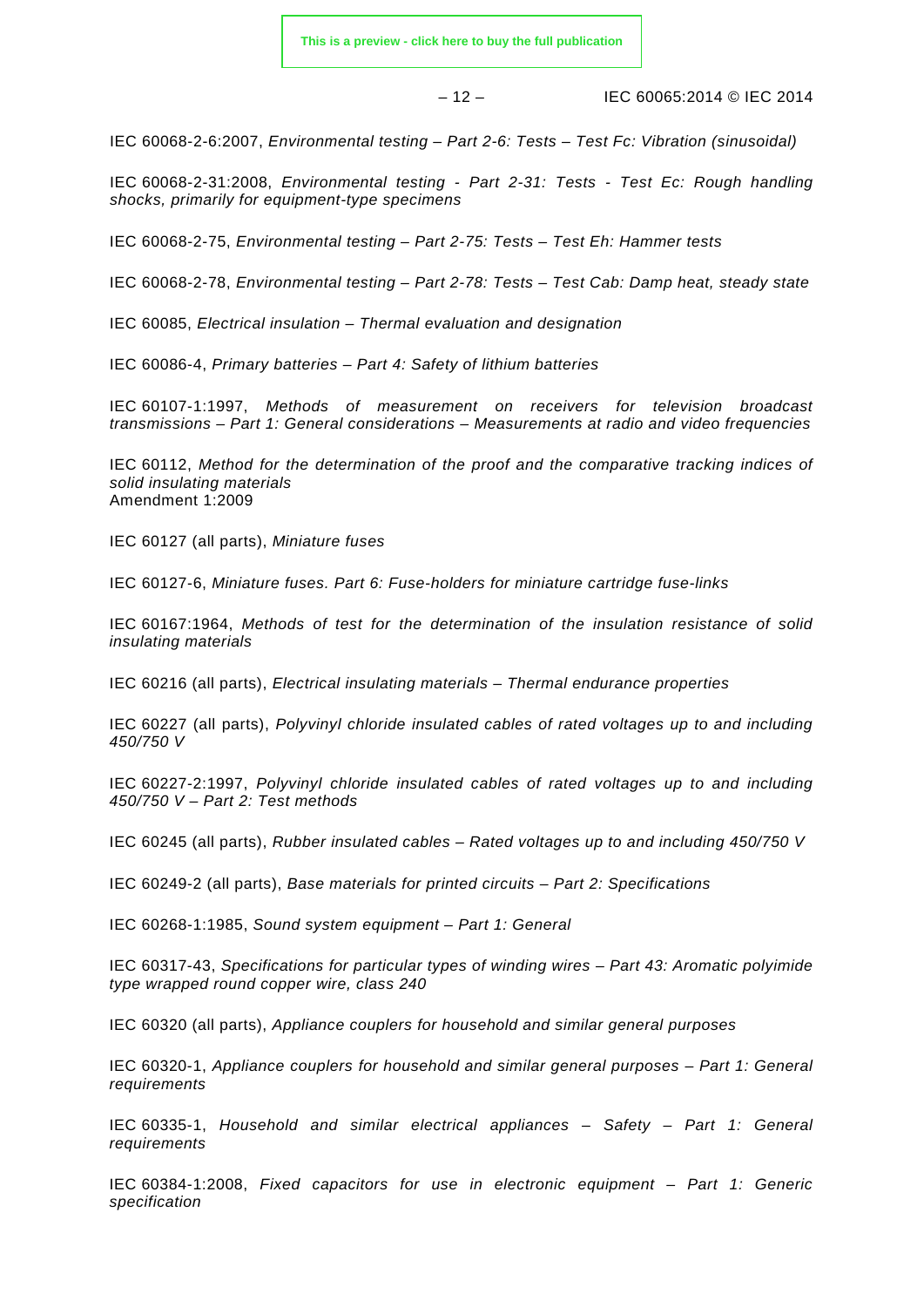IEC 60068-2-6:2007, *Environmental testing – Part 2-6: Tests – Test Fc: Vibration (sinusoidal)*

IEC 60068-2-31:2008, *Environmental testing - Part 2-31: Tests - Test Ec: Rough handling shocks, primarily for equipment-type specimens*

IEC 60068-2-75, *Environmental testing – Part 2-75: Tests – Test Eh: Hammer tests*

IEC 60068-2-78, *Environmental testing – Part 2-78: Tests – Test Cab: Damp heat, steady state*

IEC 60085, *Electrical insulation – Thermal evaluation and designation*

IEC 60086-4, *Primary batteries – Part 4: Safety of lithium batteries*

IEC 60107-1:1997, *Methods of measurement on receivers for television broadcast transmissions – Part 1: General considerations – Measurements at radio and video frequencies*

IEC 60112, *Method for the determination of the proof and the comparative tracking indices of solid insulating materials*
Amendment 1:2009

IEC 60127 (all parts), *Miniature fuses*

IEC 60127-6, *Miniature fuses. Part 6: Fuse-holders for miniature cartridge fuse-links*

IEC 60167:1964, *Methods of test for the determination of the insulation resistance of solid insulating materials*

IEC 60216 (all parts), *Electrical insulating materials – Thermal endurance properties*

IEC 60227 (all parts), *Polyvinyl chloride insulated cables of rated voltages up to and including 450/750 V*

IEC 60227-2:1997, *Polyvinyl chloride insulated cables of rated voltages up to and including 450/750 V – Part 2: Test methods*

IEC 60245 (all parts), *Rubber insulated cables – Rated voltages up to and including 450/750 V*

IEC 60249-2 (all parts), *Base materials for printed circuits – Part 2: Specifications*

IEC 60268-1:1985, *Sound system equipment – Part 1: General*

IEC 60317-43, *Specifications for particular types of winding wires – Part 43: Aromatic polyimide type wrapped round copper wire, class 240*

IEC 60320 (all parts), *Appliance couplers for household and similar general purposes*

IEC 60320-1, *Appliance couplers for household and similar general purposes – Part 1: General requirements*

IEC 60335-1, *Household and similar electrical appliances – Safety – Part 1: General requirements*

IEC 60384-1:2008, *Fixed capacitors for use in electronic equipment – Part 1: Generic specification*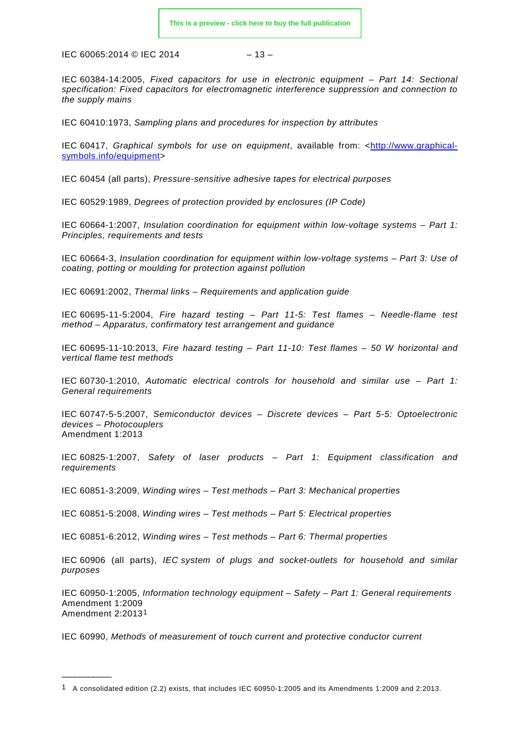IEC 60384-14:2005, *Fixed capacitors for use in electronic equipment – Part 14: Sectional specification: Fixed capacitors for electromagnetic interference suppression and connection to the supply mains*

IEC 60410:1973, *Sampling plans and procedures for inspection by attributes*

IEC 60417, *Graphical symbols for use on equipment*, available from: <http://www.graphical-symbols.info/equipment>

IEC 60454 (all parts), *Pressure-sensitive adhesive tapes for electrical purposes*

IEC 60529:1989, *Degrees of protection provided by enclosures (IP Code)*

IEC 60664-1:2007, *Insulation coordination for equipment within low-voltage systems – Part 1: Principles, requirements and tests*

IEC 60664-3, *Insulation coordination for equipment within low-voltage systems – Part 3: Use of coating, potting or moulding for protection against pollution*

IEC 60691:2002, *Thermal links – Requirements and application guide*

IEC 60695-11-5:2004, *Fire hazard testing – Part 11-5: Test flames – Needle-flame test method – Apparatus, confirmatory test arrangement and guidance*

IEC 60695-11-10:2013, *Fire hazard testing – Part 11-10: Test flames – 50 W horizontal and vertical flame test methods*

IEC 60730-1:2010, *Automatic electrical controls for household and similar use – Part 1: General requirements*

IEC 60747-5-5:2007, *Semiconductor devices – Discrete devices – Part 5-5: Optoelectronic devices – Photocouplers*
Amendment 1:2013

IEC 60825-1:2007, *Safety of laser products – Part 1: Equipment classification and requirements*

IEC 60851-3:2009, *Winding wires – Test methods – Part 3: Mechanical properties*

IEC 60851-5:2008, *Winding wires – Test methods – Part 5: Electrical properties*

IEC 60851-6:2012, *Winding wires – Test methods – Part 6: Thermal properties*

IEC 60906 (all parts), *IEC system of plugs and socket-outlets for household and similar purposes*

IEC 60950-1:2005, *Information technology equipment – Safety – Part 1: General requirements*
Amendment 1:2009
Amendment 2:2013[1]

IEC 60990, *Methods of measurement of touch current and protective conductor current*

---

[1] A consolidated edition (2.2) exists, that includes IEC 60950-1:2005 and its Amendments 1:2009 and 2:2013.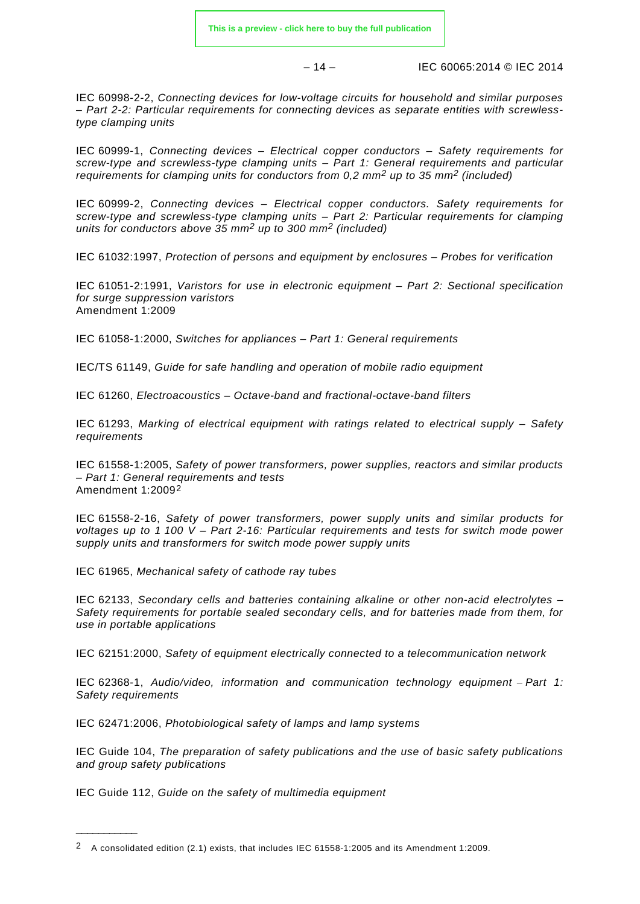IEC 60998-2-2, *Connecting devices for low-voltage circuits for household and similar purposes – Part 2-2: Particular requirements for connecting devices as separate entities with screwless-type clamping units*

IEC 60999-1, *Connecting devices – Electrical copper conductors – Safety requirements for screw-type and screwless-type clamping units – Part 1: General requirements and particular requirements for clamping units for conductors from 0,2 mm$^2$ up to 35 mm$^2$ (included)*

IEC 60999-2, *Connecting devices – Electrical copper conductors. Safety requirements for screw-type and screwless-type clamping units – Part 2: Particular requirements for clamping units for conductors above 35 mm$^2$ up to 300 mm$^2$ (included)*

IEC 61032:1997, *Protection of persons and equipment by enclosures – Probes for verification*

IEC 61051-2:1991, *Varistors for use in electronic equipment – Part 2: Sectional specification for surge suppression varistors*
Amendment 1:2009

IEC 61058-1:2000, *Switches for appliances – Part 1: General requirements*

IEC/TS 61149, *Guide for safe handling and operation of mobile radio equipment*

IEC 61260, *Electroacoustics – Octave-band and fractional-octave-band filters*

IEC 61293, *Marking of electrical equipment with ratings related to electrical supply – Safety requirements*

IEC 61558-1:2005, *Safety of power transformers, power supplies, reactors and similar products – Part 1: General requirements and tests*
Amendment 1:2009[2]

IEC 61558-2-16, *Safety of power transformers, power supply units and similar products for voltages up to 1 100 V – Part 2-16: Particular requirements and tests for switch mode power supply units and transformers for switch mode power supply units*

IEC 61965, *Mechanical safety of cathode ray tubes*

IEC 62133, *Secondary cells and batteries containing alkaline or other non-acid electrolytes – Safety requirements for portable sealed secondary cells, and for batteries made from them, for use in portable applications*

IEC 62151:2000, *Safety of equipment electrically connected to a telecommunication network*

IEC 62368-1, *Audio/video, information and communication technology equipment – Part 1: Safety requirements*

IEC 62471:2006, *Photobiological safety of lamps and lamp systems*

IEC Guide 104, *The preparation of safety publications and the use of basic safety publications and group safety publications*

IEC Guide 112, *Guide on the safety of multimedia equipment*

---

[2] A consolidated edition (2.1) exists, that includes IEC 61558-1:2005 and its Amendment 1:2009.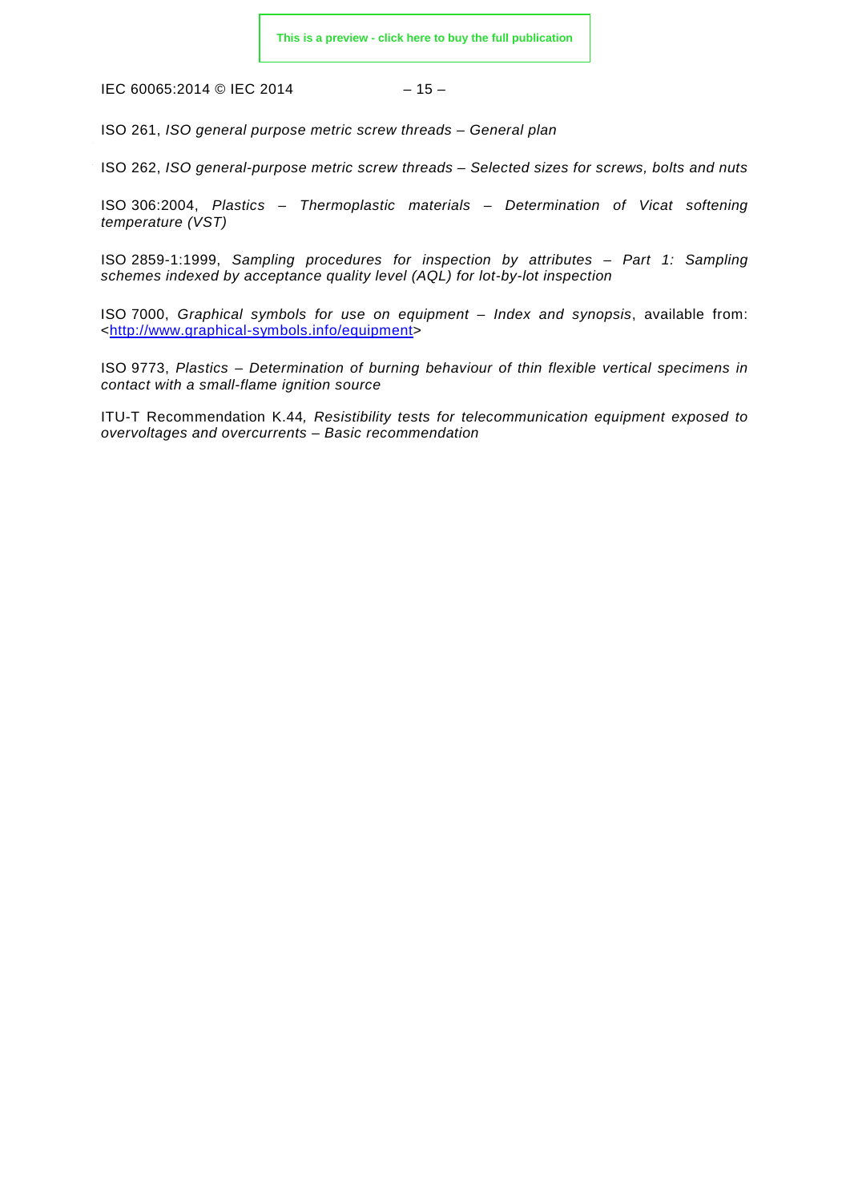ISO 261, *ISO general purpose metric screw threads – General plan*

ISO 262, *ISO general-purpose metric screw threads – Selected sizes for screws, bolts and nuts*

ISO 306:2004, *Plastics – Thermoplastic materials – Determination of Vicat softening temperature (VST)*

ISO 2859-1:1999, *Sampling procedures for inspection by attributes – Part 1: Sampling schemes indexed by acceptance quality level (AQL) for lot-by-lot inspection*

ISO 7000, *Graphical symbols for use on equipment – Index and synopsis*, available from: <http://www.graphical-symbols.info/equipment>

ISO 9773, *Plastics – Determination of burning behaviour of thin flexible vertical specimens in contact with a small-flame ignition source*

ITU-T Recommendation K.44*, Resistibility tests for telecommunication equipment exposed to overvoltages and overcurrents – Basic recommendation*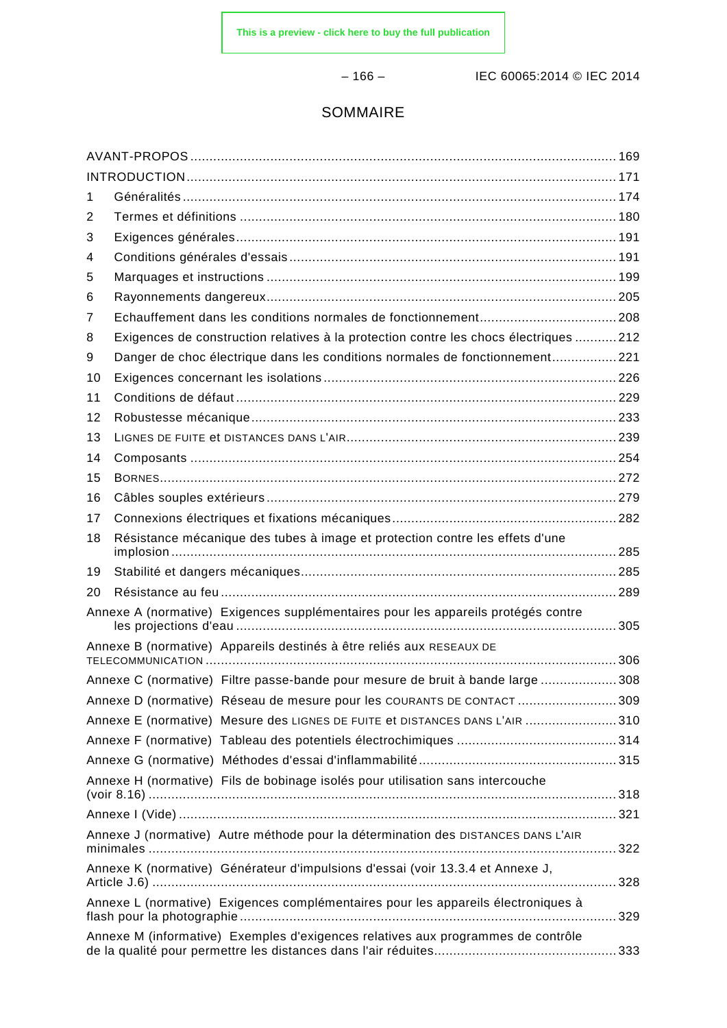# SOMMAIRE

AVANT-PROPOS ........ 169
INTRODUCTION ........ 171
1 Généralités ........ 174
2 Termes et définitions ........ 180
3 Exigences générales ........ 191
4 Conditions générales d'essais ........ 191
5 Marquages et instructions ........ 199
6 Rayonnements dangereux ........ 205
7 Echauffement dans les conditions normales de fonctionnement ........ 208
8 Exigences de construction relatives à la protection contre les chocs électriques ........ 212
9 Danger de choc électrique dans les conditions normales de fonctionnement ........ 221
10 Exigences concernant les isolations ........ 226
11 Conditions de défaut ........ 229
12 Robustesse mécanique ........ 233
13 LIGNES DE FUITE et DISTANCES DANS L'AIR ........ 239
14 Composants ........ 254
15 BORNES ........ 272
16 Câbles souples extérieurs ........ 279
17 Connexions électriques et fixations mécaniques ........ 282
18 Résistance mécanique des tubes à image et protection contre les effets d'une implosion ........ 285
19 Stabilité et dangers mécaniques ........ 285
20 Résistance au feu ........ 289
Annexe A (normative) Exigences supplémentaires pour les appareils protégés contre les projections d'eau ........ 305
Annexe B (normative) Appareils destinés à être reliés aux RESEAUX DE TELECOMMUNICATION ........ 306
Annexe C (normative) Filtre passe-bande pour mesure de bruit à bande large ........ 308
Annexe D (normative) Réseau de mesure pour les COURANTS DE CONTACT ........ 309
Annexe E (normative) Mesure des LIGNES DE FUITE et DISTANCES DANS L'AIR ........ 310
Annexe F (normative) Tableau des potentiels électrochimiques ........ 314
Annexe G (normative) Méthodes d'essai d'inflammabilité ........ 315
Annexe H (normative) Fils de bobinage isolés pour utilisation sans intercouche (voir 8.16) ........ 318
Annexe I (Vide) ........ 321
Annexe J (normative) Autre méthode pour la détermination des DISTANCES DANS L'AIR minimales ........ 322
Annexe K (normative) Générateur d'impulsions d'essai (voir 13.3.4 et Annexe J, Article J.6) ........ 328
Annexe L (normative) Exigences complémentaires pour les appareils électroniques à flash pour la photographie ........ 329
Annexe M (informative) Exemples d'exigences relatives aux programmes de contrôle de la qualité pour permettre les distances dans l'air réduites ........ 333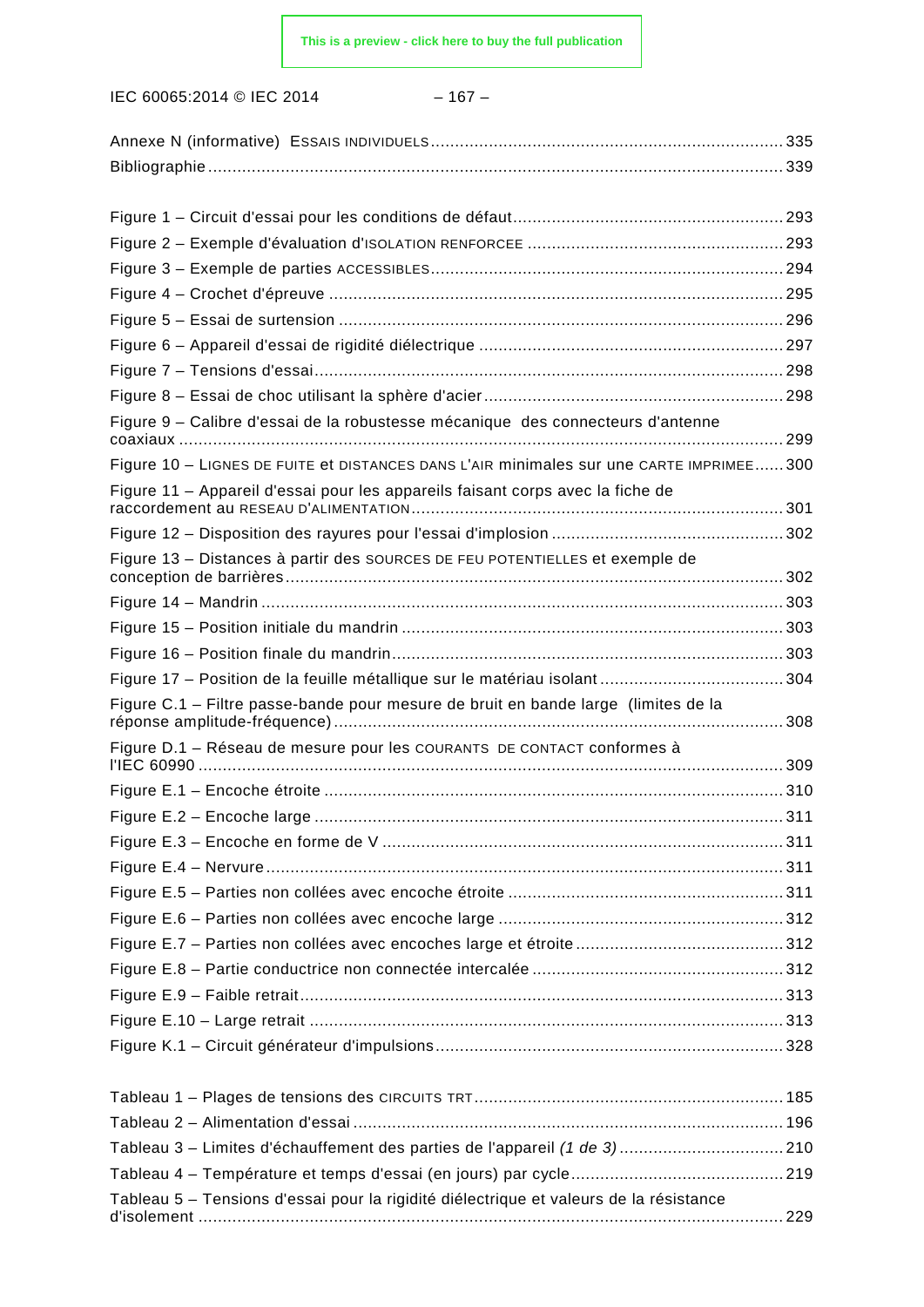Annexe N (informative) ESSAIS INDIVIDUELS ........................................................................ 335
Bibliographie ..................................................................................................................... 339

Figure 1 – Circuit d'essai pour les conditions de défaut ........................................................ 293
Figure 2 – Exemple d'évaluation d'ISOLATION RENFORCEE ..................................................... 293
Figure 3 – Exemple de parties ACCESSIBLES ........................................................................ 294
Figure 4 – Crochet d'épreuve ............................................................................................. 295
Figure 5 – Essai de surtension ........................................................................................... 296
Figure 6 – Appareil d'essai de rigidité diélectrique ............................................................... 297
Figure 7 – Tensions d'essai ................................................................................................ 298
Figure 8 – Essai de choc utilisant la sphère d'acier .............................................................. 298
Figure 9 – Calibre d'essai de la robustesse mécanique des connecteurs d'antenne coaxiaux ........................................................................................................................... 299
Figure 10 – LIGNES DE FUITE et DISTANCES DANS L'AIR minimales sur une CARTE IMPRIMEE ...... 300
Figure 11 – Appareil d'essai pour les appareils faisant corps avec la fiche de raccordement au RESEAU D'ALIMENTATION ............................................................................ 301
Figure 12 – Disposition des rayures pour l'essai d'implosion ................................................ 302
Figure 13 – Distances à partir des SOURCES DE FEU POTENTIELLES et exemple de conception de barrières ...................................................................................................... 302
Figure 14 – Mandrin ........................................................................................................... 303
Figure 15 – Position initiale du mandrin .............................................................................. 303
Figure 16 – Position finale du mandrin ................................................................................ 303
Figure 17 – Position de la feuille métallique sur le matériau isolant ...................................... 304
Figure C.1 – Filtre passe-bande pour mesure de bruit en bande large (limites de la réponse amplitude-fréquence) ........................................................................................... 308
Figure D.1 – Réseau de mesure pour les COURANTS DE CONTACT conformes à l'IEC 60990 ........................................................................................................................ 309
Figure E.1 – Encoche étroite .............................................................................................. 310
Figure E.2 – Encoche large ................................................................................................ 311
Figure E.3 – Encoche en forme de V .................................................................................. 311
Figure E.4 – Nervure ......................................................................................................... 311
Figure E.5 – Parties non collées avec encoche étroite ........................................................ 311
Figure E.6 – Parties non collées avec encoche large ........................................................... 312
Figure E.7 – Parties non collées avec encoches large et étroite ........................................... 312
Figure E.8 – Partie conductrice non connectée intercalée .................................................... 312
Figure E.9 – Faible retrait ................................................................................................... 313
Figure E.10 – Large retrait ................................................................................................. 313
Figure K.1 – Circuit générateur d'impulsions ....................................................................... 328

Tableau 1 – Plages de tensions des CIRCUITS TRT ............................................................... 185
Tableau 2 – Alimentation d'essai ........................................................................................ 196
Tableau 3 – Limites d'échauffement des parties de l'appareil *(1 de 3)* ................................. 210
Tableau 4 – Température et temps d'essai (en jours) par cycle ........................................... 219
Tableau 5 – Tensions d'essai pour la rigidité diélectrique et valeurs de la résistance d'isolement ........................................................................................................................ 229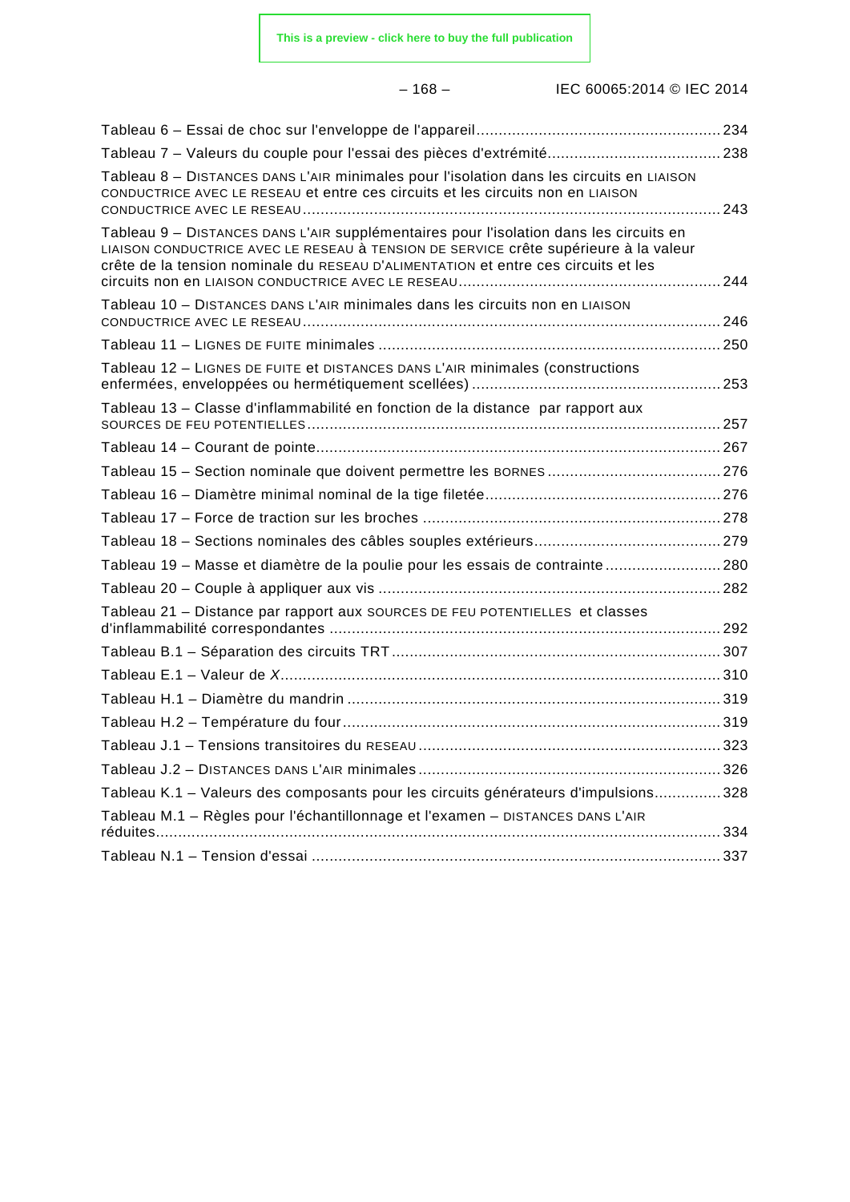Tableau 6 – Essai de choc sur l'enveloppe de l'appareil ........................................................ 234

Tableau 7 – Valeurs du couple pour l'essai des pièces d'extrémité ....................................... 238

Tableau 8 – DISTANCES DANS L'AIR minimales pour l'isolation dans les circuits en LIAISON CONDUCTRICE AVEC LE RESEAU et entre ces circuits et les circuits non en LIAISON CONDUCTRICE AVEC LE RESEAU ................................................................................................ 243

Tableau 9 – DISTANCES DANS L'AIR supplémentaires pour l'isolation dans les circuits en LIAISON CONDUCTRICE AVEC LE RESEAU à TENSION DE SERVICE crête supérieure à la valeur crête de la tension nominale du RESEAU D'ALIMENTATION et entre ces circuits et les circuits non en LIAISON CONDUCTRICE AVEC LE RESEAU ........................................................... 244

Tableau 10 – DISTANCES DANS L'AIR minimales dans les circuits non en LIAISON CONDUCTRICE AVEC LE RESEAU ................................................................................................ 246

Tableau 11 – LIGNES DE FUITE minimales .............................................................................. 250

Tableau 12 – LIGNES DE FUITE et DISTANCES DANS L'AIR minimales (constructions enfermées, enveloppées ou hermétiquement scellées) ......................................................... 253

Tableau 13 – Classe d'inflammabilité en fonction de la distance par rapport aux SOURCES DE FEU POTENTIELLES .............................................................................................. 257

Tableau 14 – Courant de pointe ............................................................................................. 267

Tableau 15 – Section nominale que doivent permettre les BORNES ....................................... 276

Tableau 16 – Diamètre minimal nominal de la tige filetée ..................................................... 276

Tableau 17 – Force de traction sur les broches ................................................................... 278

Tableau 18 – Sections nominales des câbles souples extérieurs .......................................... 279

Tableau 19 – Masse et diamètre de la poulie pour les essais de contrainte .......................... 280

Tableau 20 – Couple à appliquer aux vis ............................................................................. 282

Tableau 21 – Distance par rapport aux SOURCES DE FEU POTENTIELLES et classes d'inflammabilité correspondantes ......................................................................................... 292

Tableau B.1 – Séparation des circuits TRT .......................................................................... 307

Tableau E.1 – Valeur de *X* .................................................................................................... 310

Tableau H.1 – Diamètre du mandrin ..................................................................................... 319

Tableau H.2 – Température du four ...................................................................................... 319

Tableau J.1 – Tensions transitoires du RESEAU ..................................................................... 323

Tableau J.2 – DISTANCES DANS L'AIR minimales ..................................................................... 326

Tableau K.1 – Valeurs des composants pour les circuits générateurs d'impulsions ............... 328

Tableau M.1 – Règles pour l'échantillonnage et l'examen – DISTANCES DANS L'AIR réduites .................................................................................................................................. 334

Tableau N.1 – Tension d'essai ............................................................................................. 337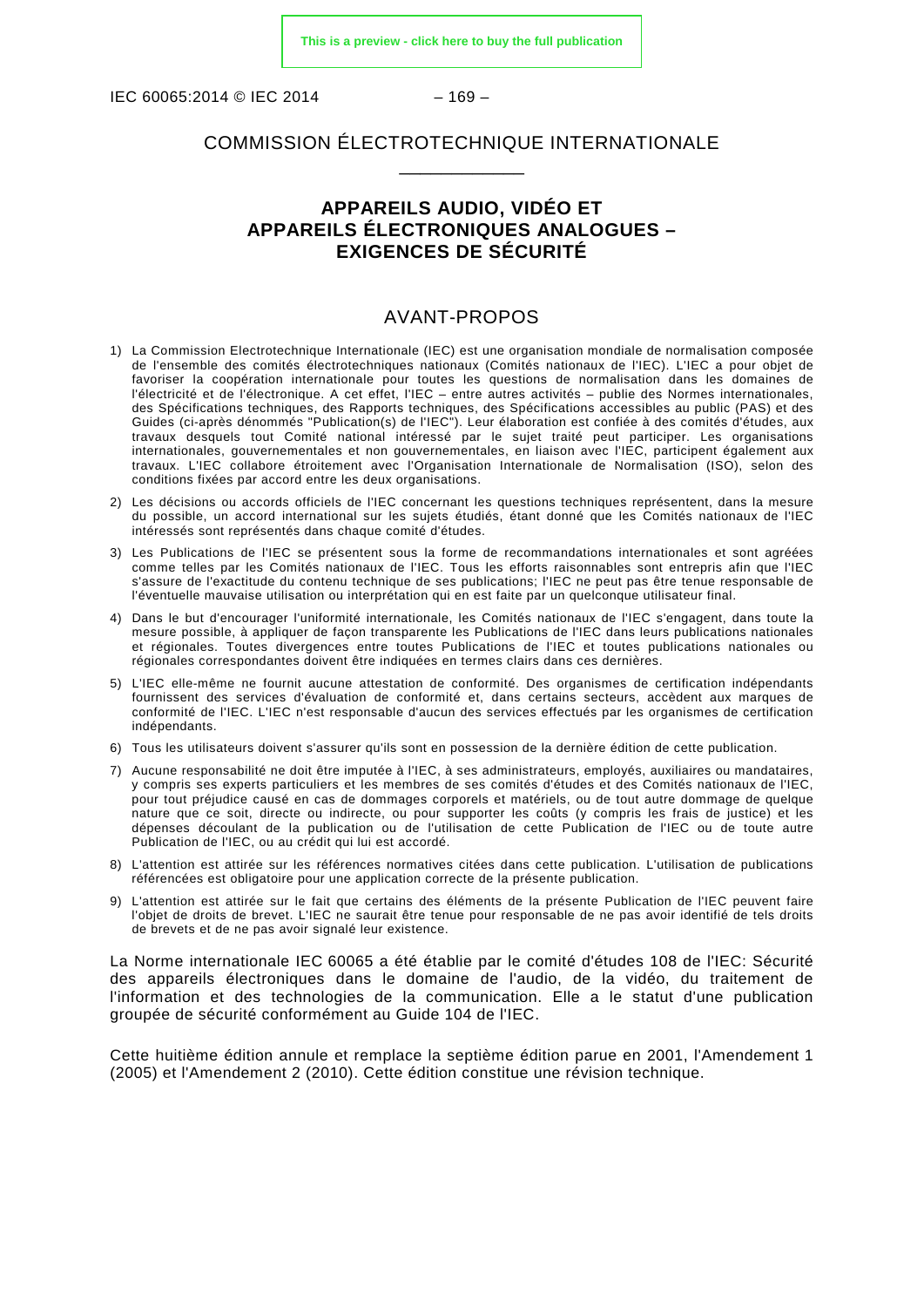# COMMISSION ÉLECTROTECHNIQUE INTERNATIONALE

____________

## APPAREILS AUDIO, VIDÉO ET APPAREILS ÉLECTRONIQUES ANALOGUES – EXIGENCES DE SÉCURITÉ

## AVANT-PROPOS

1) La Commission Electrotechnique Internationale (IEC) est une organisation mondiale de normalisation composée de l'ensemble des comités électrotechniques nationaux (Comités nationaux de l'IEC). L'IEC a pour objet de favoriser la coopération internationale pour toutes les questions de normalisation dans les domaines de l'électricité et de l'électronique. A cet effet, l'IEC – entre autres activités – publie des Normes internationales, des Spécifications techniques, des Rapports techniques, des Spécifications accessibles au public (PAS) et des Guides (ci-après dénommés "Publication(s) de l'IEC"). Leur élaboration est confiée à des comités d'études, aux travaux desquels tout Comité national intéressé par le sujet traité peut participer. Les organisations internationales, gouvernementales et non gouvernementales, en liaison avec l'IEC, participent également aux travaux. L'IEC collabore étroitement avec l'Organisation Internationale de Normalisation (ISO), selon des conditions fixées par accord entre les deux organisations.

2) Les décisions ou accords officiels de l'IEC concernant les questions techniques représentent, dans la mesure du possible, un accord international sur les sujets étudiés, étant donné que les Comités nationaux de l'IEC intéressés sont représentés dans chaque comité d'études.

3) Les Publications de l'IEC se présentent sous la forme de recommandations internationales et sont agréées comme telles par les Comités nationaux de l'IEC. Tous les efforts raisonnables sont entrepris afin que l'IEC s'assure de l'exactitude du contenu technique de ses publications; l'IEC ne peut pas être tenue responsable de l'éventuelle mauvaise utilisation ou interprétation qui en est faite par un quelconque utilisateur final.

4) Dans le but d'encourager l'uniformité internationale, les Comités nationaux de l'IEC s'engagent, dans toute la mesure possible, à appliquer de façon transparente les Publications de l'IEC dans leurs publications nationales et régionales. Toutes divergences entre toutes Publications de l'IEC et toutes publications nationales ou régionales correspondantes doivent être indiquées en termes clairs dans ces dernières.

5) L'IEC elle-même ne fournit aucune attestation de conformité. Des organismes de certification indépendants fournissent des services d'évaluation de conformité et, dans certains secteurs, accèdent aux marques de conformité de l'IEC. L'IEC n'est responsable d'aucun des services effectués par les organismes de certification indépendants.

6) Tous les utilisateurs doivent s'assurer qu'ils sont en possession de la dernière édition de cette publication.

7) Aucune responsabilité ne doit être imputée à l'IEC, à ses administrateurs, employés, auxiliaires ou mandataires, y compris ses experts particuliers et les membres de ses comités d'études et des Comités nationaux de l'IEC, pour tout préjudice causé en cas de dommages corporels et matériels, ou de tout autre dommage de quelque nature que ce soit, directe ou indirecte, ou pour supporter les coûts (y compris les frais de justice) et les dépenses découlant de la publication ou de l'utilisation de cette Publication de l'IEC ou de toute autre Publication de l'IEC, ou au crédit qui lui est accordé.

8) L'attention est attirée sur les références normatives citées dans cette publication. L'utilisation de publications référencées est obligatoire pour une application correcte de la présente publication.

9) L'attention est attirée sur le fait que certains des éléments de la présente Publication de l'IEC peuvent faire l'objet de droits de brevet. L'IEC ne saurait être tenue pour responsable de ne pas avoir identifié de tels droits de brevets et de ne pas avoir signalé leur existence.

La Norme internationale IEC 60065 a été établie par le comité d'études 108 de l'IEC: Sécurité des appareils électroniques dans le domaine de l'audio, de la vidéo, du traitement de l'information et des technologies de la communication. Elle a le statut d'une publication groupée de sécurité conformément au Guide 104 de l'IEC.

Cette huitième édition annule et remplace la septième édition parue en 2001, l'Amendement 1 (2005) et l'Amendement 2 (2010). Cette édition constitue une révision technique.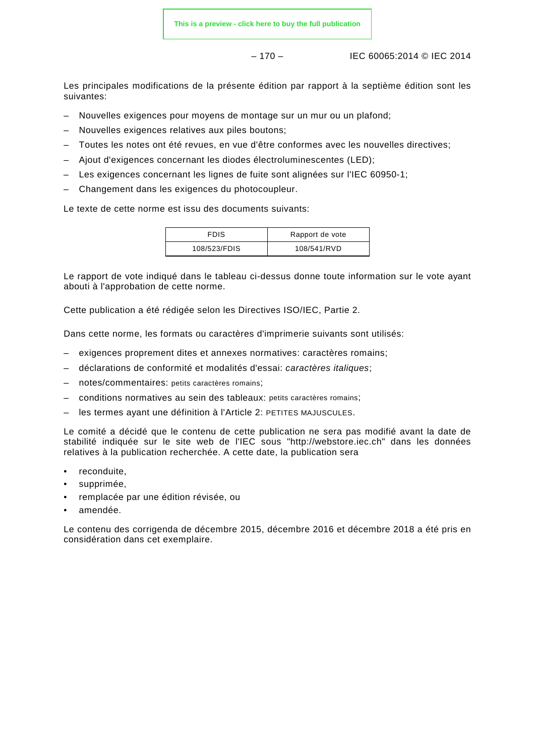Les principales modifications de la présente édition par rapport à la septième édition sont les suivantes:

– Nouvelles exigences pour moyens de montage sur un mur ou un plafond;
– Nouvelles exigences relatives aux piles boutons;
– Toutes les notes ont été revues, en vue d'être conformes avec les nouvelles directives;
– Ajout d'exigences concernant les diodes électroluminescentes (LED);
– Les exigences concernant les lignes de fuite sont alignées sur l'IEC 60950-1;
– Changement dans les exigences du photocoupleur.

Le texte de cette norme est issu des documents suivants:

| FDIS | Rapport de vote |
| --- | --- |
| 108/523/FDIS | 108/541/RVD |

Le rapport de vote indiqué dans le tableau ci-dessus donne toute information sur le vote ayant abouti à l'approbation de cette norme.

Cette publication a été rédigée selon les Directives ISO/IEC, Partie 2.

Dans cette norme, les formats ou caractères d'imprimerie suivants sont utilisés:

– exigences proprement dites et annexes normatives: caractères romains;
– déclarations de conformité et modalités d'essai: *caractères italiques*;
– notes/commentaires: petits caractères romains;
– conditions normatives au sein des tableaux: petits caractères romains;
– les termes ayant une définition à l'Article 2: PETITES MAJUSCULES.

Le comité a décidé que le contenu de cette publication ne sera pas modifié avant la date de stabilité indiquée sur le site web de l'IEC sous "http://webstore.iec.ch" dans les données relatives à la publication recherchée. A cette date, la publication sera

• reconduite,
• supprimée,
• remplacée par une édition révisée, ou
• amendée.

Le contenu des corrigenda de décembre 2015, décembre 2016 et décembre 2018 a été pris en considération dans cet exemplaire.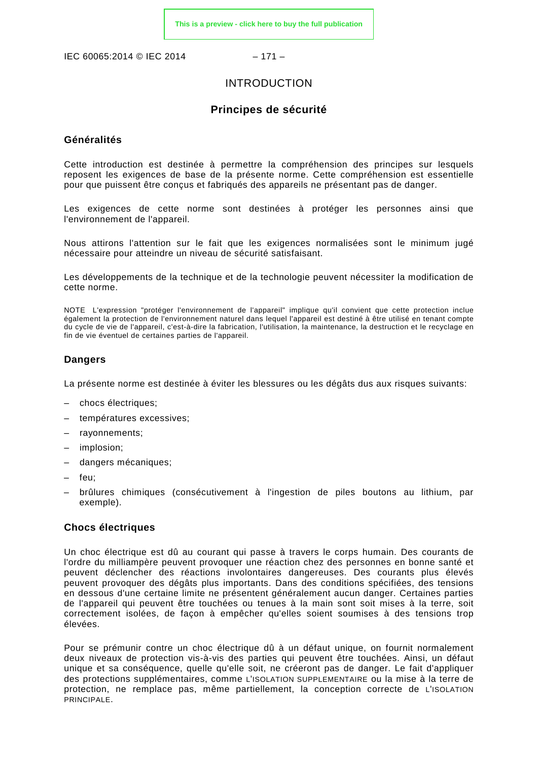# INTRODUCTION

## Principes de sécurité

### Généralités

Cette introduction est destinée à permettre la compréhension des principes sur lesquels reposent les exigences de base de la présente norme. Cette compréhension est essentielle pour que puissent être conçus et fabriqués des appareils ne présentant pas de danger.

Les exigences de cette norme sont destinées à protéger les personnes ainsi que l'environnement de l'appareil.

Nous attirons l'attention sur le fait que les exigences normalisées sont le minimum jugé nécessaire pour atteindre un niveau de sécurité satisfaisant.

Les développements de la technique et de la technologie peuvent nécessiter la modification de cette norme.

NOTE L'expression "protéger l'environnement de l'appareil" implique qu'il convient que cette protection inclue également la protection de l'environnement naturel dans lequel l'appareil est destiné à être utilisé en tenant compte du cycle de vie de l'appareil, c'est-à-dire la fabrication, l'utilisation, la maintenance, la destruction et le recyclage en fin de vie éventuel de certaines parties de l'appareil.

### Dangers

La présente norme est destinée à éviter les blessures ou les dégâts dus aux risques suivants:

- chocs électriques;
- températures excessives;
- rayonnements;
- implosion;
- dangers mécaniques;
- feu;
- brûlures chimiques (consécutivement à l'ingestion de piles boutons au lithium, par exemple).

### Chocs électriques

Un choc électrique est dû au courant qui passe à travers le corps humain. Des courants de l'ordre du milliampère peuvent provoquer une réaction chez des personnes en bonne santé et peuvent déclencher des réactions involontaires dangereuses. Des courants plus élevés peuvent provoquer des dégâts plus importants. Dans des conditions spécifiées, des tensions en dessous d'une certaine limite ne présentent généralement aucun danger. Certaines parties de l'appareil qui peuvent être touchées ou tenues à la main sont soit mises à la terre, soit correctement isolées, de façon à empêcher qu'elles soient soumises à des tensions trop élevées.

Pour se prémunir contre un choc électrique dû à un défaut unique, on fournit normalement deux niveaux de protection vis-à-vis des parties qui peuvent être touchées. Ainsi, un défaut unique et sa conséquence, quelle qu'elle soit, ne créeront pas de danger. Le fait d'appliquer des protections supplémentaires, comme L'ISOLATION SUPPLEMENTAIRE ou la mise à la terre de protection, ne remplace pas, même partiellement, la conception correcte de L'ISOLATION PRINCIPALE.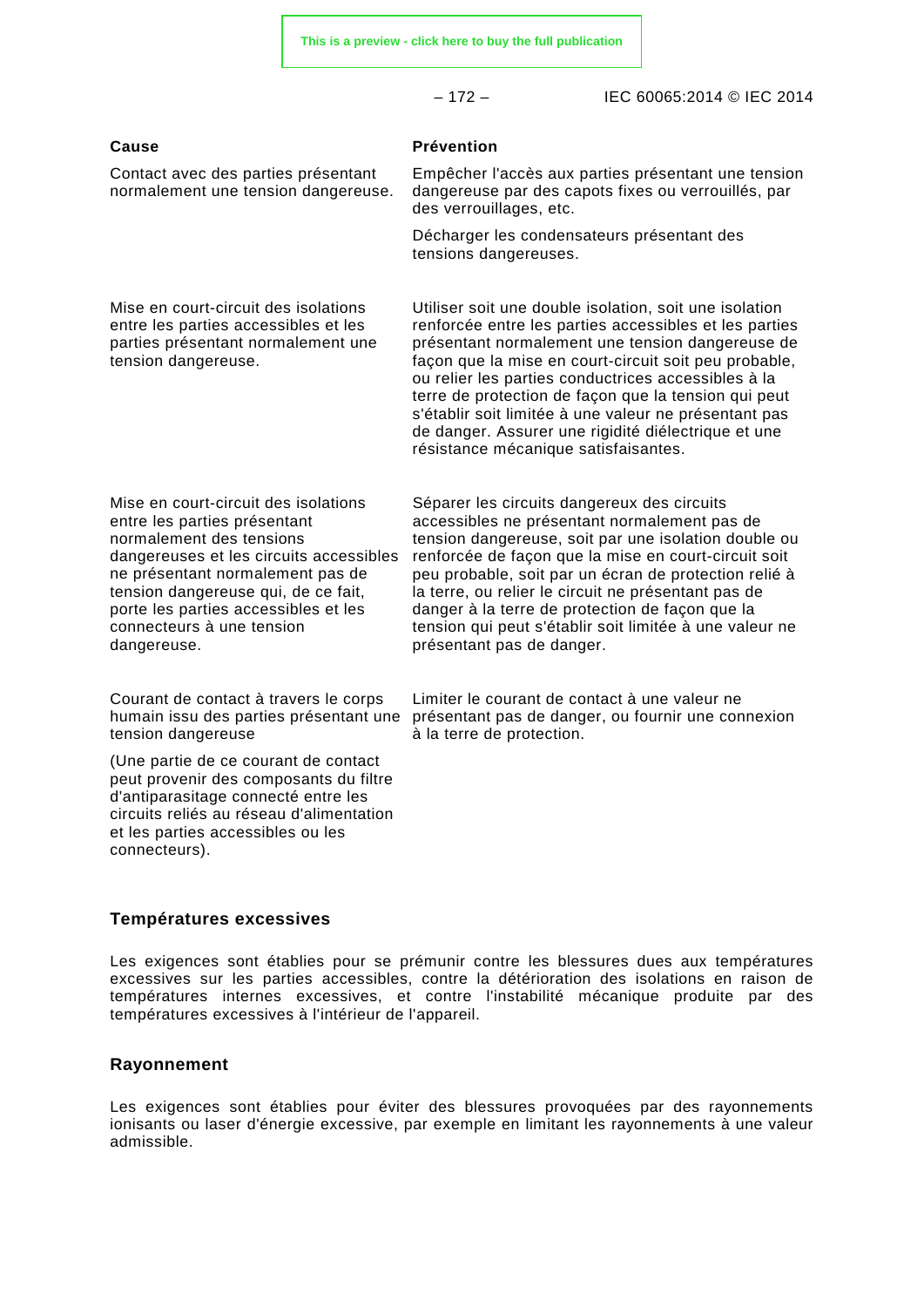| Cause | Prévention |
| --- | --- |
| Contact avec des parties présentant normalement une tension dangereuse. | Empêcher l'accès aux parties présentant une tension dangereuse par des capots fixes ou verrouillés, par des verrouillages, etc.<br><br>Décharger les condensateurs présentant des tensions dangereuses. |
| Mise en court-circuit des isolations entre les parties accessibles et les parties présentant normalement une tension dangereuse. | Utiliser soit une double isolation, soit une isolation renforcée entre les parties accessibles et les parties présentant normalement une tension dangereuse de façon que la mise en court-circuit soit peu probable, ou relier les parties conductrices accessibles à la terre de protection de façon que la tension qui peut s'établir soit limitée à une valeur ne présentant pas de danger. Assurer une rigidité diélectrique et une résistance mécanique satisfaisantes. |
| Mise en court-circuit des isolations entre les parties présentant normalement des tensions dangereuses et les circuits accessibles ne présentant normalement pas de tension dangereuse qui, de ce fait, porte les parties accessibles et les connecteurs à une tension dangereuse. | Séparer les circuits dangereux des circuits accessibles ne présentant normalement pas de tension dangereuse, soit par une isolation double ou renforcée de façon que la mise en court-circuit soit peu probable, soit par un écran de protection relié à la terre, ou relier le circuit ne présentant pas de danger à la terre de protection de façon que la tension qui peut s'établir soit limitée à une valeur ne présentant pas de danger. |
| Courant de contact à travers le corps humain issu des parties présentant une tension dangereuse<br><br>(Une partie de ce courant de contact peut provenir des composants du filtre d'antiparasitage connecté entre les circuits reliés au réseau d'alimentation et les parties accessibles ou les connecteurs). | Limiter le courant de contact à une valeur ne présentant pas de danger, ou fournir une connexion à la terre de protection. |

**Températures excessives**

Les exigences sont établies pour se prémunir contre les blessures dues aux températures excessives sur les parties accessibles, contre la détérioration des isolations en raison de températures internes excessives, et contre l'instabilité mécanique produite par des températures excessives à l'intérieur de l'appareil.

**Rayonnement**

Les exigences sont établies pour éviter des blessures provoquées par des rayonnements ionisants ou laser d'énergie excessive, par exemple en limitant les rayonnements à une valeur admissible.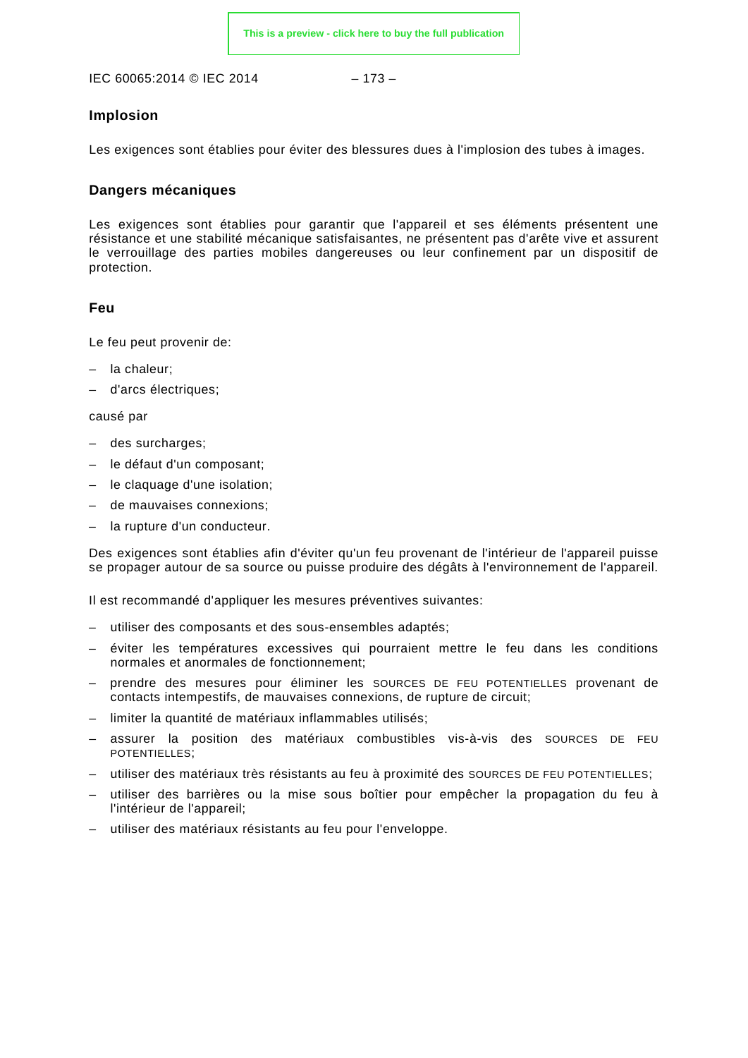**Implosion**

Les exigences sont établies pour éviter des blessures dues à l'implosion des tubes à images.

**Dangers mécaniques**

Les exigences sont établies pour garantir que l'appareil et ses éléments présentent une résistance et une stabilité mécanique satisfaisantes, ne présentent pas d'arête vive et assurent le verrouillage des parties mobiles dangereuses ou leur confinement par un dispositif de protection.

**Feu**

Le feu peut provenir de:

– la chaleur;
– d'arcs électriques;

causé par

– des surcharges;
– le défaut d'un composant;
– le claquage d'une isolation;
– de mauvaises connexions;
– la rupture d'un conducteur.

Des exigences sont établies afin d'éviter qu'un feu provenant de l'intérieur de l'appareil puisse se propager autour de sa source ou puisse produire des dégâts à l'environnement de l'appareil.

Il est recommandé d'appliquer les mesures préventives suivantes:

– utiliser des composants et des sous-ensembles adaptés;
– éviter les températures excessives qui pourraient mettre le feu dans les conditions normales et anormales de fonctionnement;
– prendre des mesures pour éliminer les SOURCES DE FEU POTENTIELLES provenant de contacts intempestifs, de mauvaises connexions, de rupture de circuit;
– limiter la quantité de matériaux inflammables utilisés;
– assurer la position des matériaux combustibles vis-à-vis des SOURCES DE FEU POTENTIELLES;
– utiliser des matériaux très résistants au feu à proximité des SOURCES DE FEU POTENTIELLES;
– utiliser des barrières ou la mise sous boîtier pour empêcher la propagation du feu à l'intérieur de l'appareil;
– utiliser des matériaux résistants au feu pour l'enveloppe.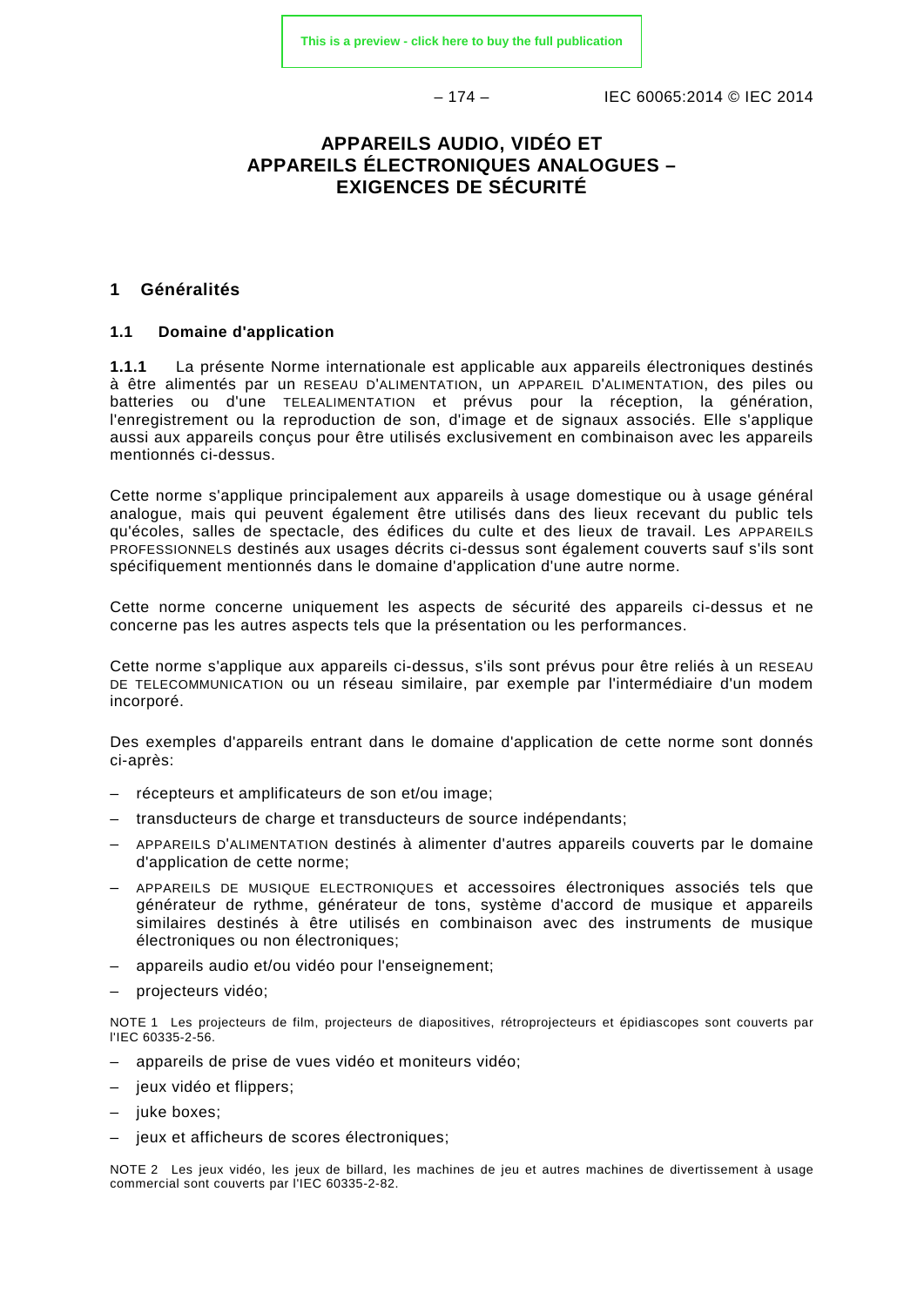# APPAREILS AUDIO, VIDÉO ET APPAREILS ÉLECTRONIQUES ANALOGUES – EXIGENCES DE SÉCURITÉ

## 1 Généralités

### 1.1 Domaine d'application

**1.1.1** La présente Norme internationale est applicable aux appareils électroniques destinés à être alimentés par un RESEAU D'ALIMENTATION, un APPAREIL D'ALIMENTATION, des piles ou batteries ou d'une TELEALIMENTATION et prévus pour la réception, la génération, l'enregistrement ou la reproduction de son, d'image et de signaux associés. Elle s'applique aussi aux appareils conçus pour être utilisés exclusivement en combinaison avec les appareils mentionnés ci-dessus.

Cette norme s'applique principalement aux appareils à usage domestique ou à usage général analogue, mais qui peuvent également être utilisés dans des lieux recevant du public tels qu'écoles, salles de spectacle, des édifices du culte et des lieux de travail. Les APPAREILS PROFESSIONNELS destinés aux usages décrits ci-dessus sont également couverts sauf s'ils sont spécifiquement mentionnés dans le domaine d'application d'une autre norme.

Cette norme concerne uniquement les aspects de sécurité des appareils ci-dessus et ne concerne pas les autres aspects tels que la présentation ou les performances.

Cette norme s'applique aux appareils ci-dessus, s'ils sont prévus pour être reliés à un RESEAU DE TELECOMMUNICATION ou un réseau similaire, par exemple par l'intermédiaire d'un modem incorporé.

Des exemples d'appareils entrant dans le domaine d'application de cette norme sont donnés ci-après:

- récepteurs et amplificateurs de son et/ou image;
- transducteurs de charge et transducteurs de source indépendants;
- APPAREILS D'ALIMENTATION destinés à alimenter d'autres appareils couverts par le domaine d'application de cette norme;
- APPAREILS DE MUSIQUE ELECTRONIQUES et accessoires électroniques associés tels que générateur de rythme, générateur de tons, système d'accord de musique et appareils similaires destinés à être utilisés en combinaison avec des instruments de musique électroniques ou non électroniques;
- appareils audio et/ou vidéo pour l'enseignement;
- projecteurs vidéo;

NOTE 1 Les projecteurs de film, projecteurs de diapositives, rétroprojecteurs et épidiascopes sont couverts par l'IEC 60335-2-56.

- appareils de prise de vues vidéo et moniteurs vidéo;
- jeux vidéo et flippers;
- juke boxes;
- jeux et afficheurs de scores électroniques;

NOTE 2 Les jeux vidéo, les jeux de billard, les machines de jeu et autres machines de divertissement à usage commercial sont couverts par l'IEC 60335-2-82.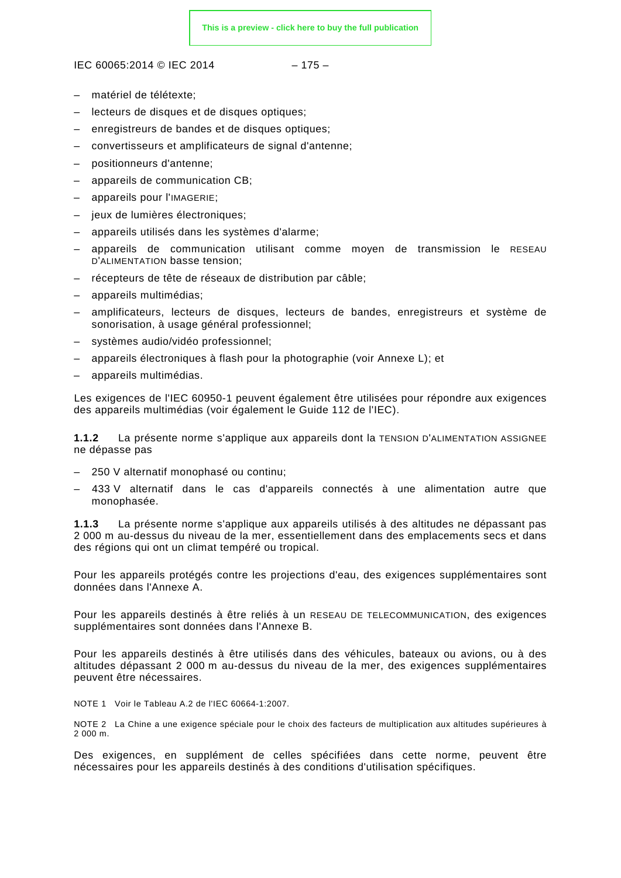- matériel de télétexte;
- lecteurs de disques et de disques optiques;
- enregistreurs de bandes et de disques optiques;
- convertisseurs et amplificateurs de signal d'antenne;
- positionneurs d'antenne;
- appareils de communication CB;
- appareils pour l'IMAGERIE;
- jeux de lumières électroniques;
- appareils utilisés dans les systèmes d'alarme;
- appareils de communication utilisant comme moyen de transmission le RESEAU D'ALIMENTATION basse tension;
- récepteurs de tête de réseaux de distribution par câble;
- appareils multimédias;
- amplificateurs, lecteurs de disques, lecteurs de bandes, enregistreurs et système de sonorisation, à usage général professionnel;
- systèmes audio/vidéo professionnel;
- appareils électroniques à flash pour la photographie (voir Annexe L); et
- appareils multimédias.

Les exigences de l'IEC 60950-1 peuvent également être utilisées pour répondre aux exigences des appareils multimédias (voir également le Guide 112 de l'IEC).

**1.1.2** La présente norme s'applique aux appareils dont la TENSION D'ALIMENTATION ASSIGNEE ne dépasse pas

- 250 V alternatif monophasé ou continu;
- 433 V alternatif dans le cas d'appareils connectés à une alimentation autre que monophasée.

**1.1.3** La présente norme s'applique aux appareils utilisés à des altitudes ne dépassant pas 2 000 m au-dessus du niveau de la mer, essentiellement dans des emplacements secs et dans des régions qui ont un climat tempéré ou tropical.

Pour les appareils protégés contre les projections d'eau, des exigences supplémentaires sont données dans l'Annexe A.

Pour les appareils destinés à être reliés à un RESEAU DE TELECOMMUNICATION, des exigences supplémentaires sont données dans l'Annexe B.

Pour les appareils destinés à être utilisés dans des véhicules, bateaux ou avions, ou à des altitudes dépassant 2 000 m au-dessus du niveau de la mer, des exigences supplémentaires peuvent être nécessaires.

NOTE 1 Voir le Tableau A.2 de l'IEC 60664-1:2007.

NOTE 2 La Chine a une exigence spéciale pour le choix des facteurs de multiplication aux altitudes supérieures à 2 000 m.

Des exigences, en supplément de celles spécifiées dans cette norme, peuvent être nécessaires pour les appareils destinés à des conditions d'utilisation spécifiques.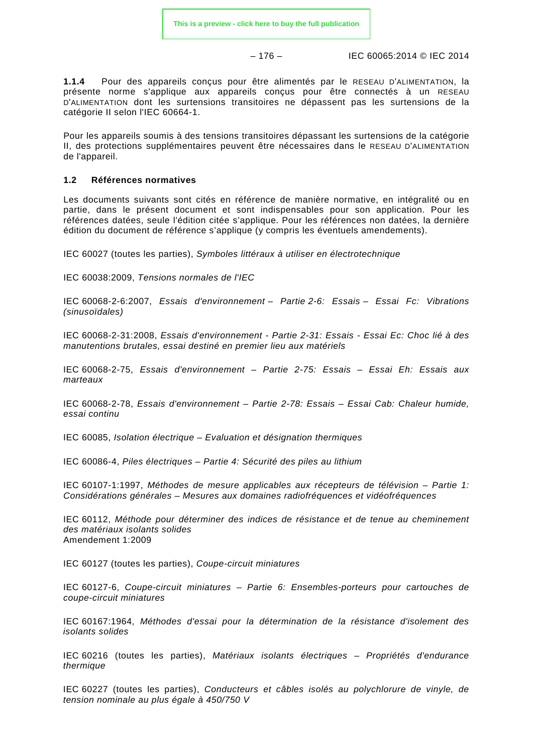**1.1.4** Pour des appareils conçus pour être alimentés par le RESEAU D'ALIMENTATION, la présente norme s'applique aux appareils conçus pour être connectés à un RESEAU D'ALIMENTATION dont les surtensions transitoires ne dépassent pas les surtensions de la catégorie II selon l'IEC 60664-1.

Pour les appareils soumis à des tensions transitoires dépassant les surtensions de la catégorie II, des protections supplémentaires peuvent être nécessaires dans le RESEAU D'ALIMENTATION de l'appareil.

### 1.2 Références normatives

Les documents suivants sont cités en référence de manière normative, en intégralité ou en partie, dans le présent document et sont indispensables pour son application. Pour les références datées, seule l'édition citée s'applique. Pour les références non datées, la dernière édition du document de référence s'applique (y compris les éventuels amendements).

IEC 60027 (toutes les parties), *Symboles littéraux à utiliser en électrotechnique*

IEC 60038:2009, *Tensions normales de l'IEC*

IEC 60068-2-6:2007, *Essais d'environnement – Partie 2-6: Essais – Essai Fc: Vibrations (sinusoïdales)*

IEC 60068-2-31:2008, *Essais d'environnement - Partie 2-31: Essais - Essai Ec: Choc lié à des manutentions brutales, essai destiné en premier lieu aux matériels*

IEC 60068-2-75, *Essais d'environnement – Partie 2-75: Essais – Essai Eh: Essais aux marteaux*

IEC 60068-2-78, *Essais d'environnement – Partie 2-78: Essais – Essai Cab: Chaleur humide, essai continu*

IEC 60085, *Isolation électrique – Evaluation et désignation thermiques*

IEC 60086-4, *Piles électriques – Partie 4: Sécurité des piles au lithium*

IEC 60107-1:1997, *Méthodes de mesure applicables aux récepteurs de télévision – Partie 1: Considérations générales – Mesures aux domaines radiofréquences et vidéofréquences*

IEC 60112, *Méthode pour déterminer des indices de résistance et de tenue au cheminement des matériaux isolants solides*
Amendement 1:2009

IEC 60127 (toutes les parties), *Coupe-circuit miniatures*

IEC 60127-6, *Coupe-circuit miniatures – Partie 6: Ensembles-porteurs pour cartouches de coupe-circuit miniatures*

IEC 60167:1964, *Méthodes d'essai pour la détermination de la résistance d'isolement des isolants solides*

IEC 60216 (toutes les parties), *Matériaux isolants électriques – Propriétés d'endurance thermique*

IEC 60227 (toutes les parties), *Conducteurs et câbles isolés au polychlorure de vinyle, de tension nominale au plus égale à 450/750 V*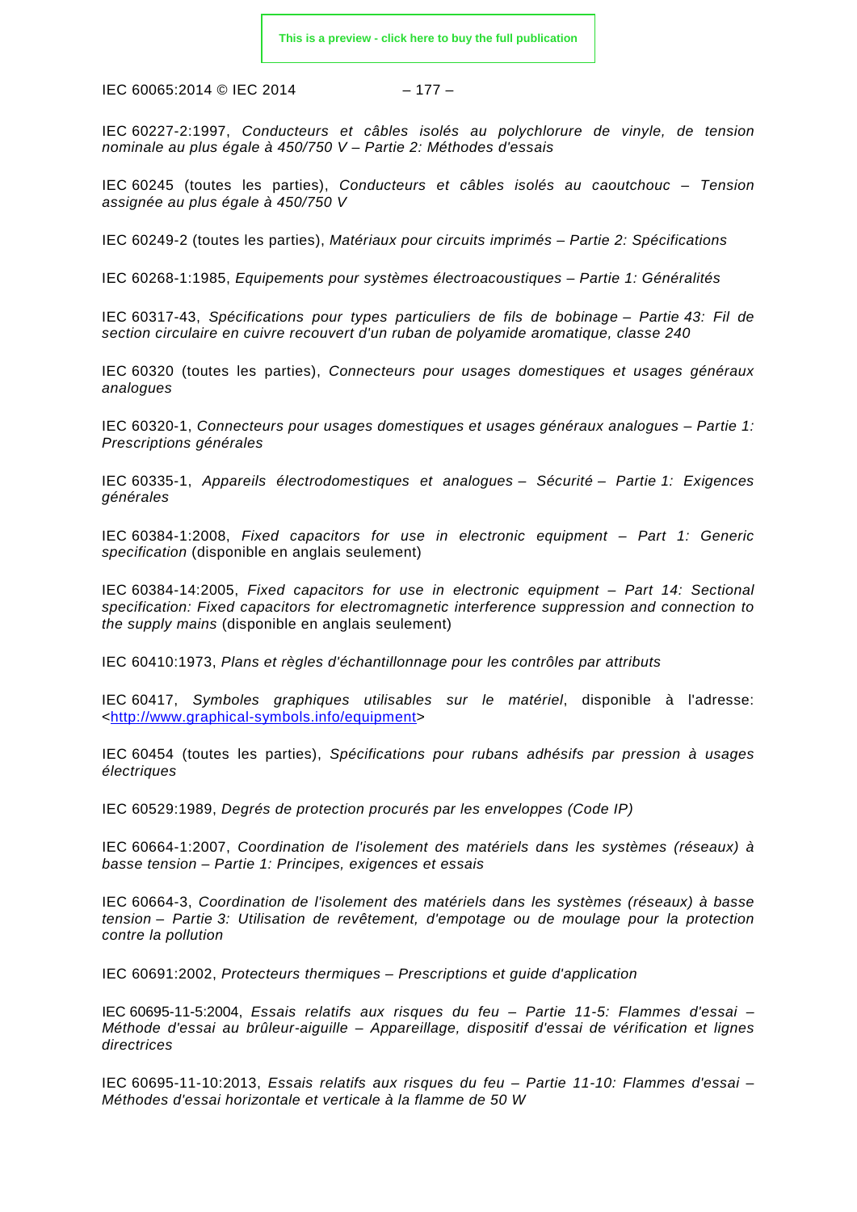IEC 60227-2:1997, *Conducteurs et câbles isolés au polychlorure de vinyle, de tension nominale au plus égale à 450/750 V – Partie 2: Méthodes d'essais*

IEC 60245 (toutes les parties), *Conducteurs et câbles isolés au caoutchouc – Tension assignée au plus égale à 450/750 V*

IEC 60249-2 (toutes les parties), *Matériaux pour circuits imprimés – Partie 2: Spécifications*

IEC 60268-1:1985, *Equipements pour systèmes électroacoustiques – Partie 1: Généralités*

IEC 60317-43, *Spécifications pour types particuliers de fils de bobinage – Partie 43: Fil de section circulaire en cuivre recouvert d'un ruban de polyamide aromatique, classe 240*

IEC 60320 (toutes les parties), *Connecteurs pour usages domestiques et usages généraux analogues*

IEC 60320-1, *Connecteurs pour usages domestiques et usages généraux analogues – Partie 1: Prescriptions générales*

IEC 60335-1, *Appareils électrodomestiques et analogues – Sécurité – Partie 1: Exigences générales*

IEC 60384-1:2008, *Fixed capacitors for use in electronic equipment – Part 1: Generic specification* (disponible en anglais seulement)

IEC 60384-14:2005, *Fixed capacitors for use in electronic equipment – Part 14: Sectional specification: Fixed capacitors for electromagnetic interference suppression and connection to the supply mains* (disponible en anglais seulement)

IEC 60410:1973, *Plans et règles d'échantillonnage pour les contrôles par attributs*

IEC 60417, *Symboles graphiques utilisables sur le matériel*, disponible à l'adresse: <http://www.graphical-symbols.info/equipment>

IEC 60454 (toutes les parties), *Spécifications pour rubans adhésifs par pression à usages électriques*

IEC 60529:1989, *Degrés de protection procurés par les enveloppes (Code IP)*

IEC 60664-1:2007, *Coordination de l'isolement des matériels dans les systèmes (réseaux) à basse tension – Partie 1: Principes, exigences et essais*

IEC 60664-3, *Coordination de l'isolement des matériels dans les systèmes (réseaux) à basse tension – Partie 3: Utilisation de revêtement, d'empotage ou de moulage pour la protection contre la pollution*

IEC 60691:2002, *Protecteurs thermiques – Prescriptions et guide d'application*

IEC 60695-11-5:2004, *Essais relatifs aux risques du feu – Partie 11-5: Flammes d'essai – Méthode d'essai au brûleur-aiguille – Appareillage, dispositif d'essai de vérification et lignes directrices*

IEC 60695-11-10:2013, *Essais relatifs aux risques du feu – Partie 11-10: Flammes d'essai – Méthodes d'essai horizontale et verticale à la flamme de 50 W*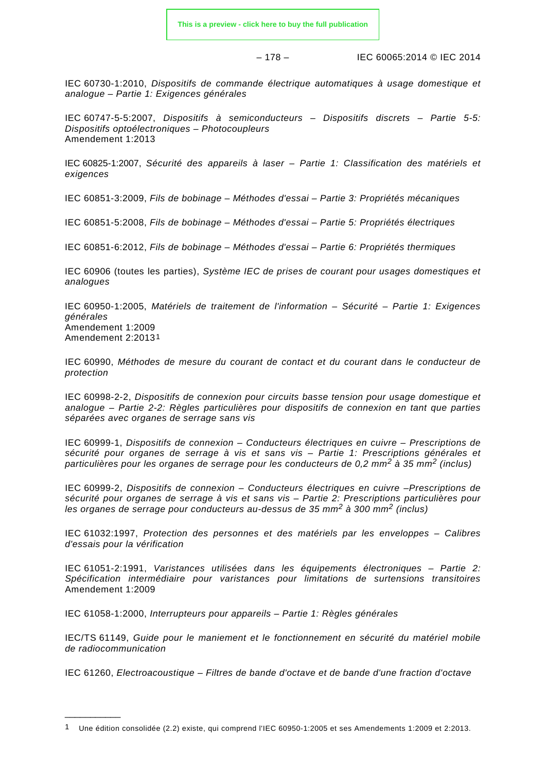IEC 60730-1:2010, *Dispositifs de commande électrique automatiques à usage domestique et analogue – Partie 1: Exigences générales*

IEC 60747-5-5:2007, *Dispositifs à semiconducteurs – Dispositifs discrets – Partie 5-5: Dispositifs optoélectroniques – Photocoupleurs*
Amendement 1:2013

IEC 60825-1:2007, *Sécurité des appareils à laser – Partie 1: Classification des matériels et exigences*

IEC 60851-3:2009, *Fils de bobinage – Méthodes d'essai – Partie 3: Propriétés mécaniques*

IEC 60851-5:2008, *Fils de bobinage – Méthodes d'essai – Partie 5: Propriétés électriques*

IEC 60851-6:2012, *Fils de bobinage – Méthodes d'essai – Partie 6: Propriétés thermiques*

IEC 60906 (toutes les parties), *Système IEC de prises de courant pour usages domestiques et analogues*

IEC 60950-1:2005, *Matériels de traitement de l'information – Sécurité – Partie 1: Exigences générales*
Amendement 1:2009
Amendement 2:2013[1]

IEC 60990, *Méthodes de mesure du courant de contact et du courant dans le conducteur de protection*

IEC 60998-2-2, *Dispositifs de connexion pour circuits basse tension pour usage domestique et analogue – Partie 2-2: Règles particulières pour dispositifs de connexion en tant que parties séparées avec organes de serrage sans vis*

IEC 60999-1, *Dispositifs de connexion – Conducteurs électriques en cuivre – Prescriptions de sécurité pour organes de serrage à vis et sans vis – Partie 1: Prescriptions générales et particulières pour les organes de serrage pour les conducteurs de 0,2 mm² à 35 mm² (inclus)*

IEC 60999-2, *Dispositifs de connexion – Conducteurs électriques en cuivre –Prescriptions de sécurité pour organes de serrage à vis et sans vis – Partie 2: Prescriptions particulières pour les organes de serrage pour conducteurs au-dessus de 35 mm² à 300 mm² (inclus)*

IEC 61032:1997, *Protection des personnes et des matériels par les enveloppes – Calibres d'essais pour la vérification*

IEC 61051-2:1991, *Varistances utilisées dans les équipements électroniques – Partie 2: Spécification intermédiaire pour varistances pour limitations de surtensions transitoires*
Amendement 1:2009

IEC 61058-1:2000, *Interrupteurs pour appareils – Partie 1: Règles générales*

IEC/TS 61149, *Guide pour le maniement et le fonctionnement en sécurité du matériel mobile de radiocommunication*

IEC 61260, *Electroacoustique – Filtres de bande d'octave et de bande d'une fraction d'octave*

---

[1] Une édition consolidée (2.2) existe, qui comprend l'IEC 60950-1:2005 et ses Amendements 1:2009 et 2:2013.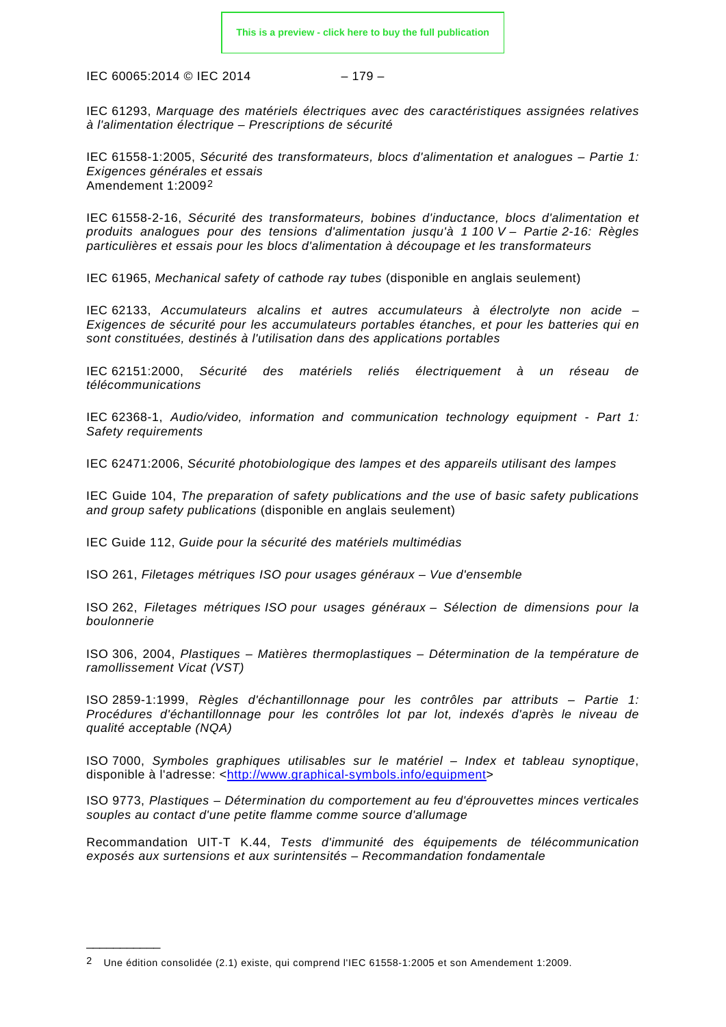IEC 61293, *Marquage des matériels électriques avec des caractéristiques assignées relatives à l'alimentation électrique – Prescriptions de sécurité*

IEC 61558-1:2005, *Sécurité des transformateurs, blocs d'alimentation et analogues – Partie 1: Exigences générales et essais*
Amendement 1:2009[2]

IEC 61558-2-16, *Sécurité des transformateurs, bobines d'inductance, blocs d'alimentation et produits analogues pour des tensions d'alimentation jusqu'à 1 100 V – Partie 2-16: Règles particulières et essais pour les blocs d'alimentation à découpage et les transformateurs*

IEC 61965, *Mechanical safety of cathode ray tubes* (disponible en anglais seulement)

IEC 62133, *Accumulateurs alcalins et autres accumulateurs à électrolyte non acide – Exigences de sécurité pour les accumulateurs portables étanches, et pour les batteries qui en sont constituées, destinés à l'utilisation dans des applications portables*

IEC 62151:2000, *Sécurité des matériels reliés électriquement à un réseau de télécommunications*

IEC 62368-1, *Audio/video, information and communication technology equipment - Part 1: Safety requirements*

IEC 62471:2006, *Sécurité photobiologique des lampes et des appareils utilisant des lampes*

IEC Guide 104, *The preparation of safety publications and the use of basic safety publications and group safety publications* (disponible en anglais seulement)

IEC Guide 112, *Guide pour la sécurité des matériels multimédias*

ISO 261, *Filetages métriques ISO pour usages généraux – Vue d'ensemble*

ISO 262, *Filetages métriques ISO pour usages généraux – Sélection de dimensions pour la boulonnerie*

ISO 306, 2004, *Plastiques – Matières thermoplastiques – Détermination de la température de ramollissement Vicat (VST)*

ISO 2859-1:1999, *Règles d'échantillonnage pour les contrôles par attributs – Partie 1: Procédures d'échantillonnage pour les contrôles lot par lot, indexés d'après le niveau de qualité acceptable (NQA)*

ISO 7000, *Symboles graphiques utilisables sur le matériel – Index et tableau synoptique*, disponible à l'adresse: <http://www.graphical-symbols.info/equipment>

ISO 9773, *Plastiques – Détermination du comportement au feu d'éprouvettes minces verticales souples au contact d'une petite flamme comme source d'allumage*

Recommandation UIT-T K.44, *Tests d'immunité des équipements de télécommunication exposés aux surtensions et aux surintensités – Recommandation fondamentale*

---

[2] Une édition consolidée (2.1) existe, qui comprend l'IEC 61558-1:2005 et son Amendement 1:2009.